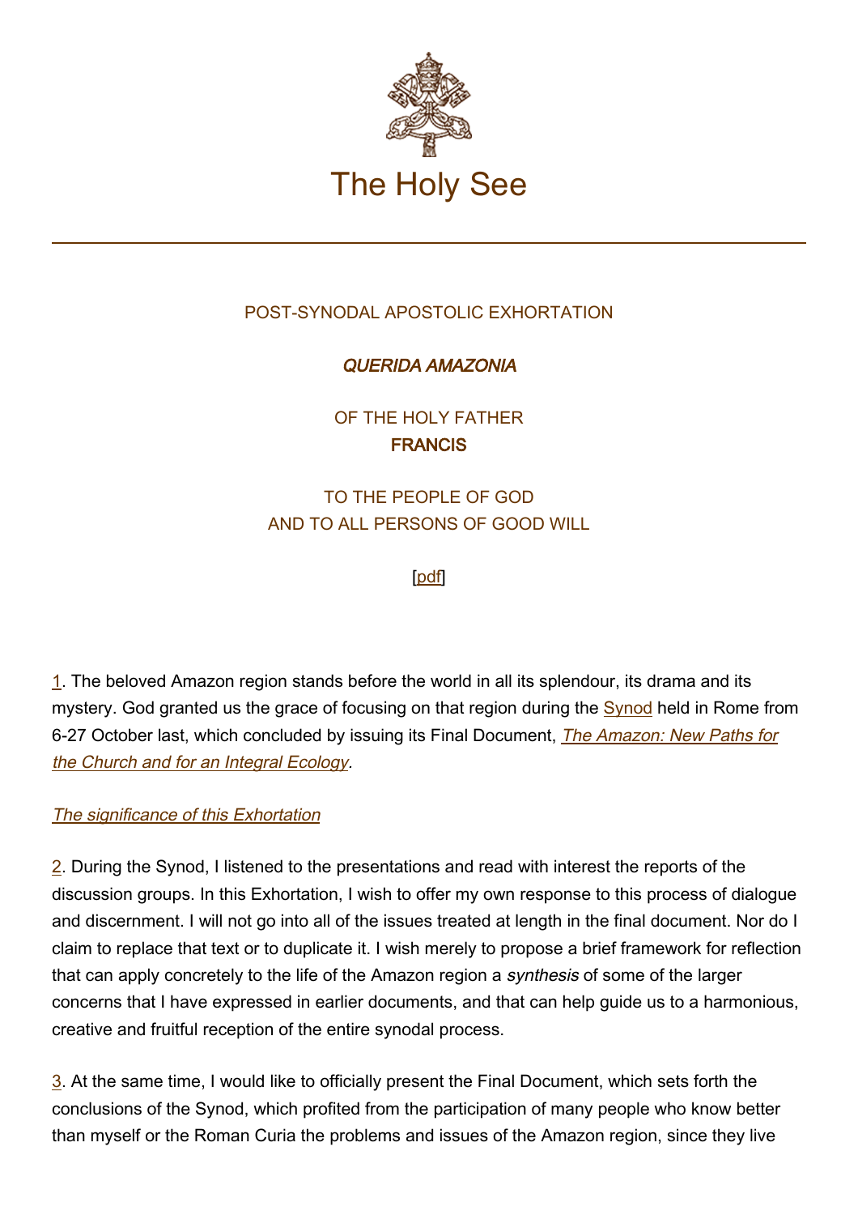# The Holy See

POST-SYNODAL APOSTOLIC EXHORTATION

## *QUERIDA AMAZONIA*

OF THE HOLY FATHER
**FRANCIS**

TO THE PEOPLE OF GOD
AND TO ALL PERSONS OF GOOD WILL

[pdf]

1. The beloved Amazon region stands before the world in all its splendour, its drama and its mystery. God granted us the grace of focusing on that region during the Synod held in Rome from 6-27 October last, which concluded by issuing its Final Document, *The Amazon: New Paths for the Church and for an Integral Ecology*.

*The significance of this Exhortation*

2. During the Synod, I listened to the presentations and read with interest the reports of the discussion groups. In this Exhortation, I wish to offer my own response to this process of dialogue and discernment. I will not go into all of the issues treated at length in the final document. Nor do I claim to replace that text or to duplicate it. I wish merely to propose a brief framework for reflection that can apply concretely to the life of the Amazon region a *synthesis* of some of the larger concerns that I have expressed in earlier documents, and that can help guide us to a harmonious, creative and fruitful reception of the entire synodal process.

3. At the same time, I would like to officially present the Final Document, which sets forth the conclusions of the Synod, which profited from the participation of many people who know better than myself or the Roman Curia the problems and issues of the Amazon region, since they live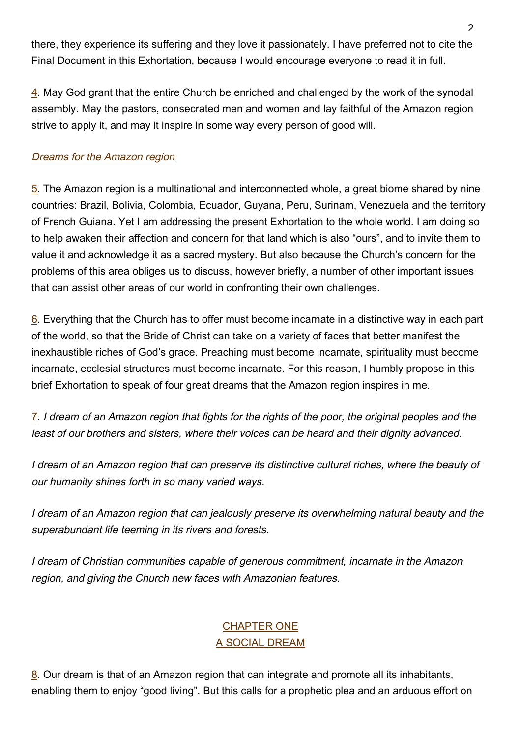there, they experience its suffering and they love it passionately. I have preferred not to cite the Final Document in this Exhortation, because I would encourage everyone to read it in full.

4. May God grant that the entire Church be enriched and challenged by the work of the synodal assembly. May the pastors, consecrated men and women and lay faithful of the Amazon region strive to apply it, and may it inspire in some way every person of good will.

### *Dreams for the Amazon region*

5. The Amazon region is a multinational and interconnected whole, a great biome shared by nine countries: Brazil, Bolivia, Colombia, Ecuador, Guyana, Peru, Surinam, Venezuela and the territory of French Guiana. Yet I am addressing the present Exhortation to the whole world. I am doing so to help awaken their affection and concern for that land which is also "ours", and to invite them to value it and acknowledge it as a sacred mystery. But also because the Church's concern for the problems of this area obliges us to discuss, however briefly, a number of other important issues that can assist other areas of our world in confronting their own challenges.

6. Everything that the Church has to offer must become incarnate in a distinctive way in each part of the world, so that the Bride of Christ can take on a variety of faces that better manifest the inexhaustible riches of God's grace. Preaching must become incarnate, spirituality must become incarnate, ecclesial structures must become incarnate. For this reason, I humbly propose in this brief Exhortation to speak of four great dreams that the Amazon region inspires in me.

7. *I dream of an Amazon region that fights for the rights of the poor, the original peoples and the least of our brothers and sisters, where their voices can be heard and their dignity advanced.*

*I dream of an Amazon region that can preserve its distinctive cultural riches, where the beauty of our humanity shines forth in so many varied ways.*

*I dream of an Amazon region that can jealously preserve its overwhelming natural beauty and the superabundant life teeming in its rivers and forests.*

*I dream of Christian communities capable of generous commitment, incarnate in the Amazon region, and giving the Church new faces with Amazonian features.*

## CHAPTER ONE
## A SOCIAL DREAM

8. Our dream is that of an Amazon region that can integrate and promote all its inhabitants, enabling them to enjoy "good living". But this calls for a prophetic plea and an arduous effort on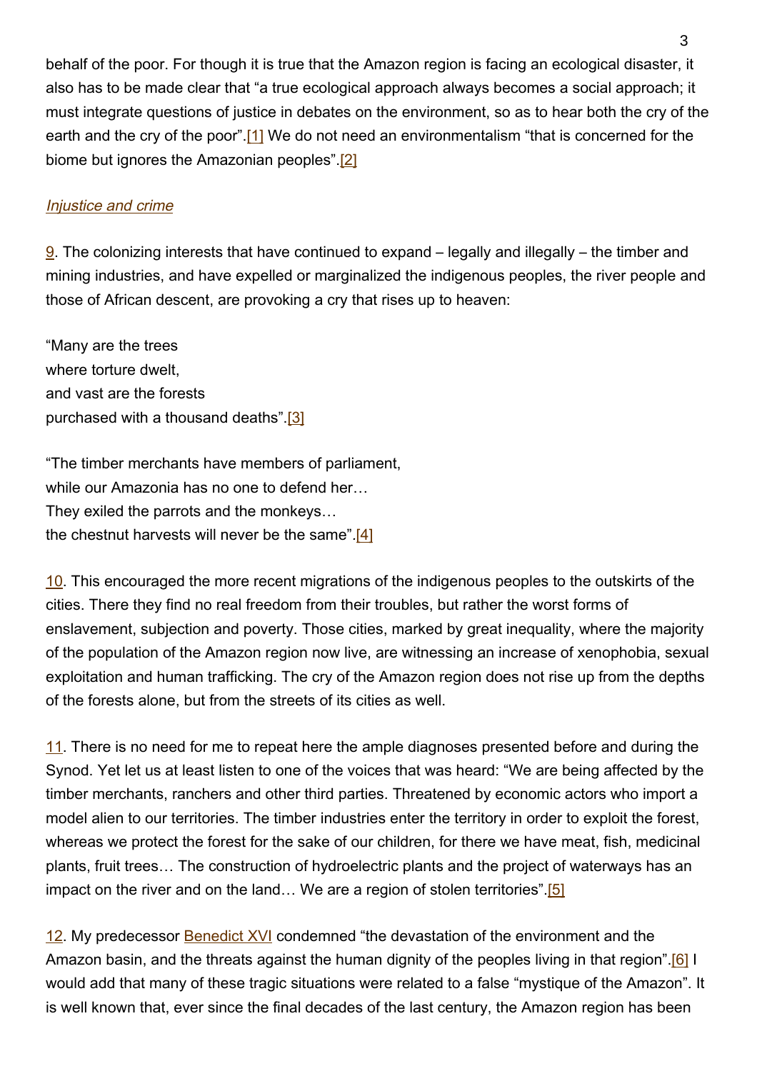behalf of the poor. For though it is true that the Amazon region is facing an ecological disaster, it also has to be made clear that "a true ecological approach always becomes a social approach; it must integrate questions of justice in debates on the environment, so as to hear both the cry of the earth and the cry of the poor".[1] We do not need an environmentalism "that is concerned for the biome but ignores the Amazonian peoples".[2]

*Injustice and crime*

9. The colonizing interests that have continued to expand – legally and illegally – the timber and mining industries, and have expelled or marginalized the indigenous peoples, the river people and those of African descent, are provoking a cry that rises up to heaven:

"Many are the trees
where torture dwelt,
and vast are the forests
purchased with a thousand deaths".[3]

"The timber merchants have members of parliament,
while our Amazonia has no one to defend her…
They exiled the parrots and the monkeys…
the chestnut harvests will never be the same".[4]

10. This encouraged the more recent migrations of the indigenous peoples to the outskirts of the cities. There they find no real freedom from their troubles, but rather the worst forms of enslavement, subjection and poverty. Those cities, marked by great inequality, where the majority of the population of the Amazon region now live, are witnessing an increase of xenophobia, sexual exploitation and human trafficking. The cry of the Amazon region does not rise up from the depths of the forests alone, but from the streets of its cities as well.

11. There is no need for me to repeat here the ample diagnoses presented before and during the Synod. Yet let us at least listen to one of the voices that was heard: "We are being affected by the timber merchants, ranchers and other third parties. Threatened by economic actors who import a model alien to our territories. The timber industries enter the territory in order to exploit the forest, whereas we protect the forest for the sake of our children, for there we have meat, fish, medicinal plants, fruit trees… The construction of hydroelectric plants and the project of waterways has an impact on the river and on the land… We are a region of stolen territories".[5]

12. My predecessor Benedict XVI condemned "the devastation of the environment and the Amazon basin, and the threats against the human dignity of the peoples living in that region".[6] I would add that many of these tragic situations were related to a false "mystique of the Amazon". It is well known that, ever since the final decades of the last century, the Amazon region has been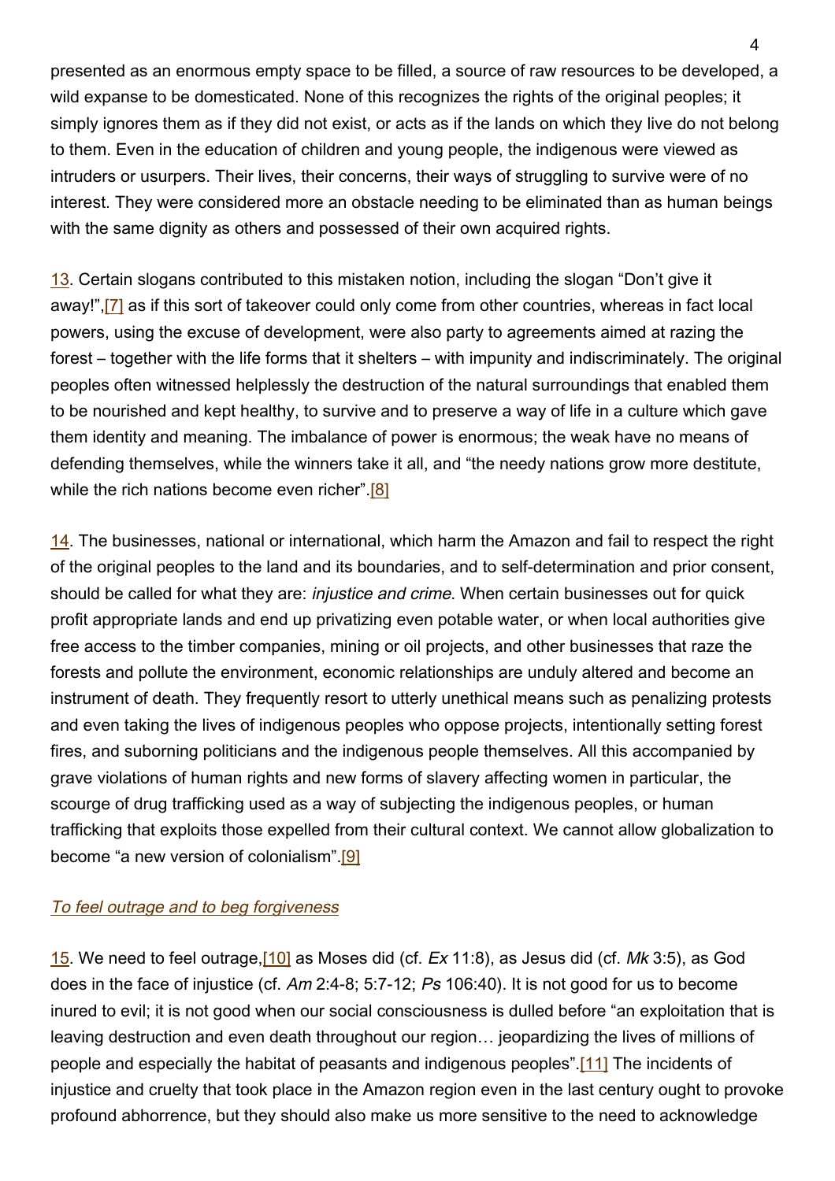presented as an enormous empty space to be filled, a source of raw resources to be developed, a wild expanse to be domesticated. None of this recognizes the rights of the original peoples; it simply ignores them as if they did not exist, or acts as if the lands on which they live do not belong to them. Even in the education of children and young people, the indigenous were viewed as intruders or usurpers. Their lives, their concerns, their ways of struggling to survive were of no interest. They were considered more an obstacle needing to be eliminated than as human beings with the same dignity as others and possessed of their own acquired rights.

13. Certain slogans contributed to this mistaken notion, including the slogan "Don't give it away!",[7] as if this sort of takeover could only come from other countries, whereas in fact local powers, using the excuse of development, were also party to agreements aimed at razing the forest – together with the life forms that it shelters – with impunity and indiscriminately. The original peoples often witnessed helplessly the destruction of the natural surroundings that enabled them to be nourished and kept healthy, to survive and to preserve a way of life in a culture which gave them identity and meaning. The imbalance of power is enormous; the weak have no means of defending themselves, while the winners take it all, and "the needy nations grow more destitute, while the rich nations become even richer".[8]

14. The businesses, national or international, which harm the Amazon and fail to respect the right of the original peoples to the land and its boundaries, and to self-determination and prior consent, should be called for what they are: *injustice and crime*. When certain businesses out for quick profit appropriate lands and end up privatizing even potable water, or when local authorities give free access to the timber companies, mining or oil projects, and other businesses that raze the forests and pollute the environment, economic relationships are unduly altered and become an instrument of death. They frequently resort to utterly unethical means such as penalizing protests and even taking the lives of indigenous peoples who oppose projects, intentionally setting forest fires, and suborning politicians and the indigenous people themselves. All this accompanied by grave violations of human rights and new forms of slavery affecting women in particular, the scourge of drug trafficking used as a way of subjecting the indigenous peoples, or human trafficking that exploits those expelled from their cultural context. We cannot allow globalization to become "a new version of colonialism".[9]

### *To feel outrage and to beg forgiveness*

15. We need to feel outrage,[10] as Moses did (cf. *Ex* 11:8), as Jesus did (cf. *Mk* 3:5), as God does in the face of injustice (cf. *Am* 2:4-8; 5:7-12; *Ps* 106:40). It is not good for us to become inured to evil; it is not good when our social consciousness is dulled before "an exploitation that is leaving destruction and even death throughout our region… jeopardizing the lives of millions of people and especially the habitat of peasants and indigenous peoples".[11] The incidents of injustice and cruelty that took place in the Amazon region even in the last century ought to provoke profound abhorrence, but they should also make us more sensitive to the need to acknowledge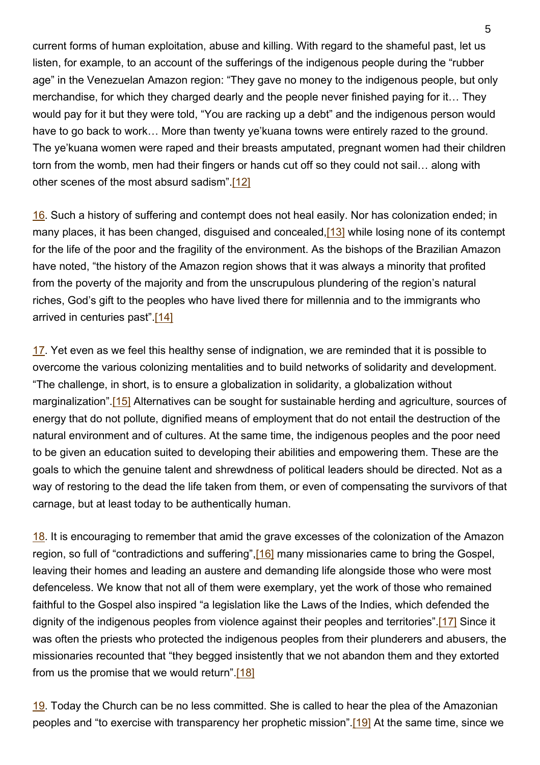current forms of human exploitation, abuse and killing. With regard to the shameful past, let us listen, for example, to an account of the sufferings of the indigenous people during the “rubber age” in the Venezuelan Amazon region: “They gave no money to the indigenous people, but only merchandise, for which they charged dearly and the people never finished paying for it… They would pay for it but they were told, “You are racking up a debt” and the indigenous person would have to go back to work… More than twenty ye’kuana towns were entirely razed to the ground. The ye’kuana women were raped and their breasts amputated, pregnant women had their children torn from the womb, men had their fingers or hands cut off so they could not sail… along with other scenes of the most absurd sadism”.[12]

16. Such a history of suffering and contempt does not heal easily. Nor has colonization ended; in many places, it has been changed, disguised and concealed,[13] while losing none of its contempt for the life of the poor and the fragility of the environment. As the bishops of the Brazilian Amazon have noted, “the history of the Amazon region shows that it was always a minority that profited from the poverty of the majority and from the unscrupulous plundering of the region’s natural riches, God’s gift to the peoples who have lived there for millennia and to the immigrants who arrived in centuries past”.[14]

17. Yet even as we feel this healthy sense of indignation, we are reminded that it is possible to overcome the various colonizing mentalities and to build networks of solidarity and development. “The challenge, in short, is to ensure a globalization in solidarity, a globalization without marginalization”.[15] Alternatives can be sought for sustainable herding and agriculture, sources of energy that do not pollute, dignified means of employment that do not entail the destruction of the natural environment and of cultures. At the same time, the indigenous peoples and the poor need to be given an education suited to developing their abilities and empowering them. These are the goals to which the genuine talent and shrewdness of political leaders should be directed. Not as a way of restoring to the dead the life taken from them, or even of compensating the survivors of that carnage, but at least today to be authentically human.

18. It is encouraging to remember that amid the grave excesses of the colonization of the Amazon region, so full of “contradictions and suffering”,[16] many missionaries came to bring the Gospel, leaving their homes and leading an austere and demanding life alongside those who were most defenceless. We know that not all of them were exemplary, yet the work of those who remained faithful to the Gospel also inspired “a legislation like the Laws of the Indies, which defended the dignity of the indigenous peoples from violence against their peoples and territories”.[17] Since it was often the priests who protected the indigenous peoples from their plunderers and abusers, the missionaries recounted that “they begged insistently that we not abandon them and they extorted from us the promise that we would return”.[18]

19. Today the Church can be no less committed. She is called to hear the plea of the Amazonian peoples and “to exercise with transparency her prophetic mission”.[19] At the same time, since we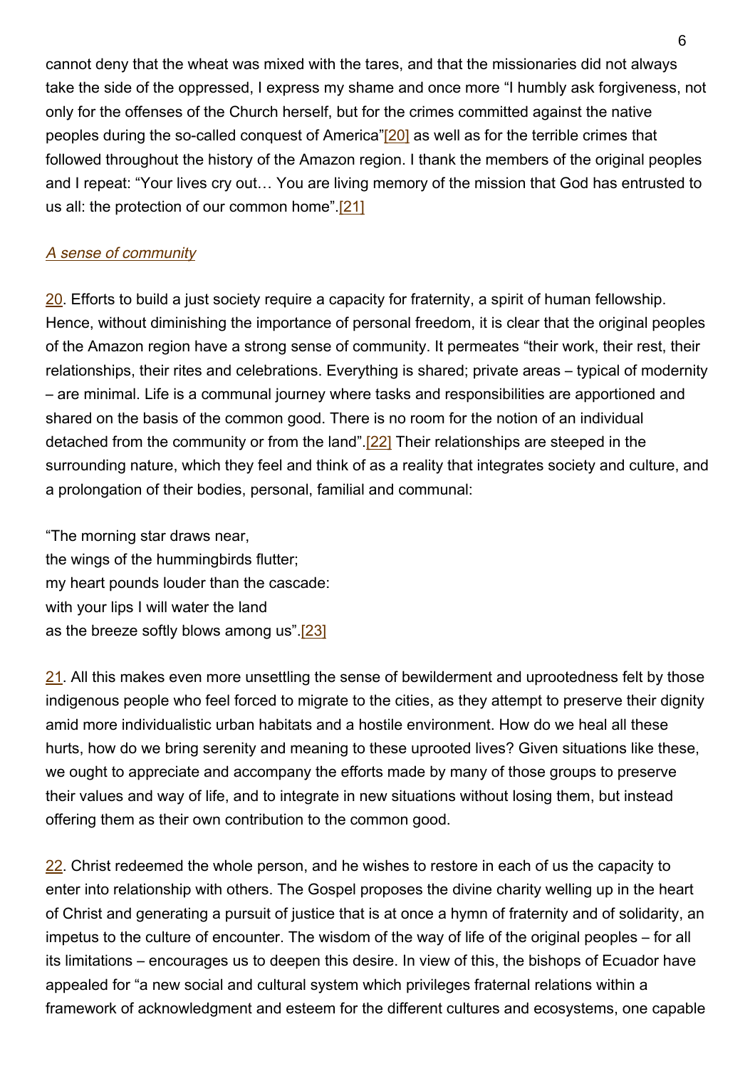cannot deny that the wheat was mixed with the tares, and that the missionaries did not always take the side of the oppressed, I express my shame and once more "I humbly ask forgiveness, not only for the offenses of the Church herself, but for the crimes committed against the native peoples during the so-called conquest of America"[20] as well as for the terrible crimes that followed throughout the history of the Amazon region. I thank the members of the original peoples and I repeat: "Your lives cry out… You are living memory of the mission that God has entrusted to us all: the protection of our common home".[21]

### *A sense of community*

20. Efforts to build a just society require a capacity for fraternity, a spirit of human fellowship. Hence, without diminishing the importance of personal freedom, it is clear that the original peoples of the Amazon region have a strong sense of community. It permeates "their work, their rest, their relationships, their rites and celebrations. Everything is shared; private areas – typical of modernity – are minimal. Life is a communal journey where tasks and responsibilities are apportioned and shared on the basis of the common good. There is no room for the notion of an individual detached from the community or from the land".[22] Their relationships are steeped in the surrounding nature, which they feel and think of as a reality that integrates society and culture, and a prolongation of their bodies, personal, familial and communal:

"The morning star draws near,
the wings of the hummingbirds flutter;
my heart pounds louder than the cascade:
with your lips I will water the land
as the breeze softly blows among us".[23]

21. All this makes even more unsettling the sense of bewilderment and uprootedness felt by those indigenous people who feel forced to migrate to the cities, as they attempt to preserve their dignity amid more individualistic urban habitats and a hostile environment. How do we heal all these hurts, how do we bring serenity and meaning to these uprooted lives? Given situations like these, we ought to appreciate and accompany the efforts made by many of those groups to preserve their values and way of life, and to integrate in new situations without losing them, but instead offering them as their own contribution to the common good.

22. Christ redeemed the whole person, and he wishes to restore in each of us the capacity to enter into relationship with others. The Gospel proposes the divine charity welling up in the heart of Christ and generating a pursuit of justice that is at once a hymn of fraternity and of solidarity, an impetus to the culture of encounter. The wisdom of the way of life of the original peoples – for all its limitations – encourages us to deepen this desire. In view of this, the bishops of Ecuador have appealed for "a new social and cultural system which privileges fraternal relations within a framework of acknowledgment and esteem for the different cultures and ecosystems, one capable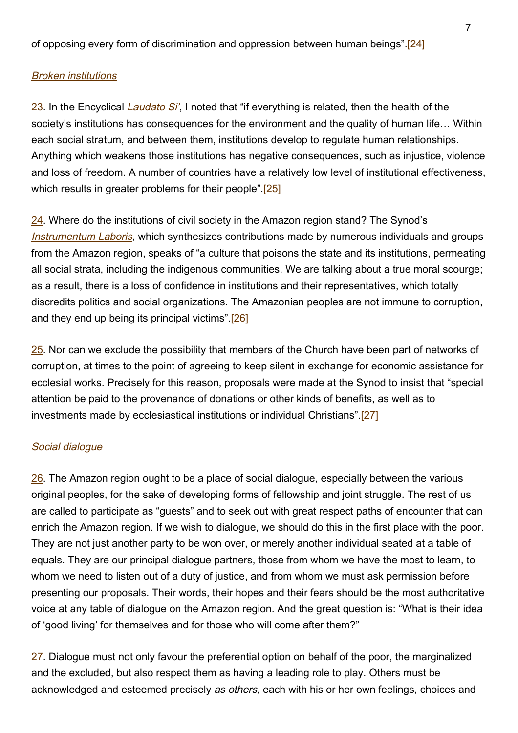of opposing every form of discrimination and oppression between human beings”.[24]

### *Broken institutions*

23. In the Encyclical *Laudato Si’*, I noted that “if everything is related, then the health of the society’s institutions has consequences for the environment and the quality of human life… Within each social stratum, and between them, institutions develop to regulate human relationships. Anything which weakens those institutions has negative consequences, such as injustice, violence and loss of freedom. A number of countries have a relatively low level of institutional effectiveness, which results in greater problems for their people”.[25]

24. Where do the institutions of civil society in the Amazon region stand? The Synod’s *Instrumentum Laboris*, which synthesizes contributions made by numerous individuals and groups from the Amazon region, speaks of “a culture that poisons the state and its institutions, permeating all social strata, including the indigenous communities. We are talking about a true moral scourge; as a result, there is a loss of confidence in institutions and their representatives, which totally discredits politics and social organizations. The Amazonian peoples are not immune to corruption, and they end up being its principal victims”.[26]

25. Nor can we exclude the possibility that members of the Church have been part of networks of corruption, at times to the point of agreeing to keep silent in exchange for economic assistance for ecclesial works. Precisely for this reason, proposals were made at the Synod to insist that “special attention be paid to the provenance of donations or other kinds of benefits, as well as to investments made by ecclesiastical institutions or individual Christians”.[27]

### *Social dialogue*

26. The Amazon region ought to be a place of social dialogue, especially between the various original peoples, for the sake of developing forms of fellowship and joint struggle. The rest of us are called to participate as “guests” and to seek out with great respect paths of encounter that can enrich the Amazon region. If we wish to dialogue, we should do this in the first place with the poor. They are not just another party to be won over, or merely another individual seated at a table of equals. They are our principal dialogue partners, those from whom we have the most to learn, to whom we need to listen out of a duty of justice, and from whom we must ask permission before presenting our proposals. Their words, their hopes and their fears should be the most authoritative voice at any table of dialogue on the Amazon region. And the great question is: “What is their idea of ‘good living’ for themselves and for those who will come after them?”

27. Dialogue must not only favour the preferential option on behalf of the poor, the marginalized and the excluded, but also respect them as having a leading role to play. Others must be acknowledged and esteemed precisely *as others*, each with his or her own feelings, choices and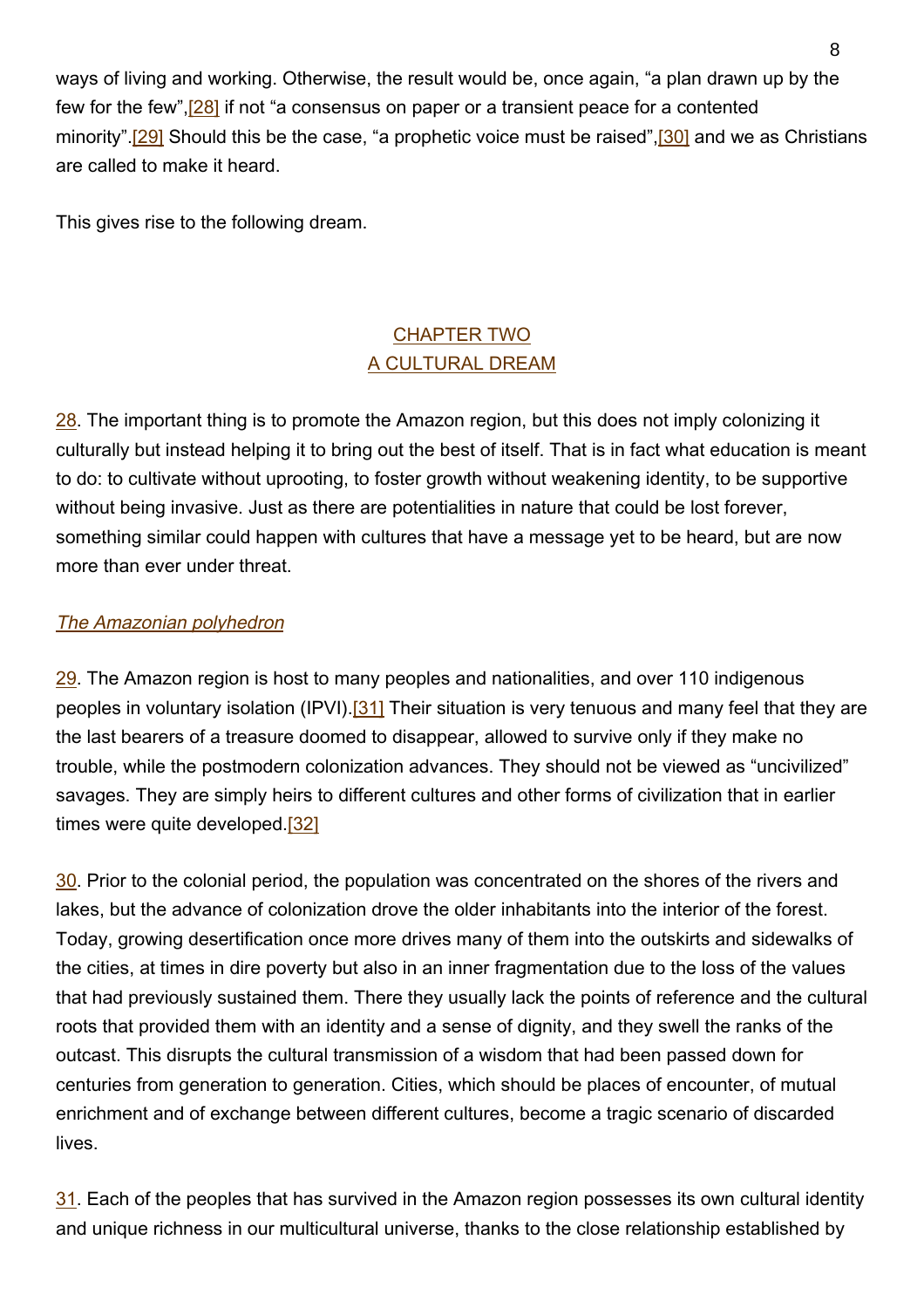ways of living and working. Otherwise, the result would be, once again, "a plan drawn up by the few for the few",[28] if not "a consensus on paper or a transient peace for a contented minority".[29] Should this be the case, "a prophetic voice must be raised",[30] and we as Christians are called to make it heard.

This gives rise to the following dream.

## CHAPTER TWO
## A CULTURAL DREAM

28. The important thing is to promote the Amazon region, but this does not imply colonizing it culturally but instead helping it to bring out the best of itself. That is in fact what education is meant to do: to cultivate without uprooting, to foster growth without weakening identity, to be supportive without being invasive. Just as there are potentialities in nature that could be lost forever, something similar could happen with cultures that have a message yet to be heard, but are now more than ever under threat.

### *The Amazonian polyhedron*

29. The Amazon region is host to many peoples and nationalities, and over 110 indigenous peoples in voluntary isolation (IPVI).[31] Their situation is very tenuous and many feel that they are the last bearers of a treasure doomed to disappear, allowed to survive only if they make no trouble, while the postmodern colonization advances. They should not be viewed as "uncivilized" savages. They are simply heirs to different cultures and other forms of civilization that in earlier times were quite developed.[32]

30. Prior to the colonial period, the population was concentrated on the shores of the rivers and lakes, but the advance of colonization drove the older inhabitants into the interior of the forest. Today, growing desertification once more drives many of them into the outskirts and sidewalks of the cities, at times in dire poverty but also in an inner fragmentation due to the loss of the values that had previously sustained them. There they usually lack the points of reference and the cultural roots that provided them with an identity and a sense of dignity, and they swell the ranks of the outcast. This disrupts the cultural transmission of a wisdom that had been passed down for centuries from generation to generation. Cities, which should be places of encounter, of mutual enrichment and of exchange between different cultures, become a tragic scenario of discarded lives.

31. Each of the peoples that has survived in the Amazon region possesses its own cultural identity and unique richness in our multicultural universe, thanks to the close relationship established by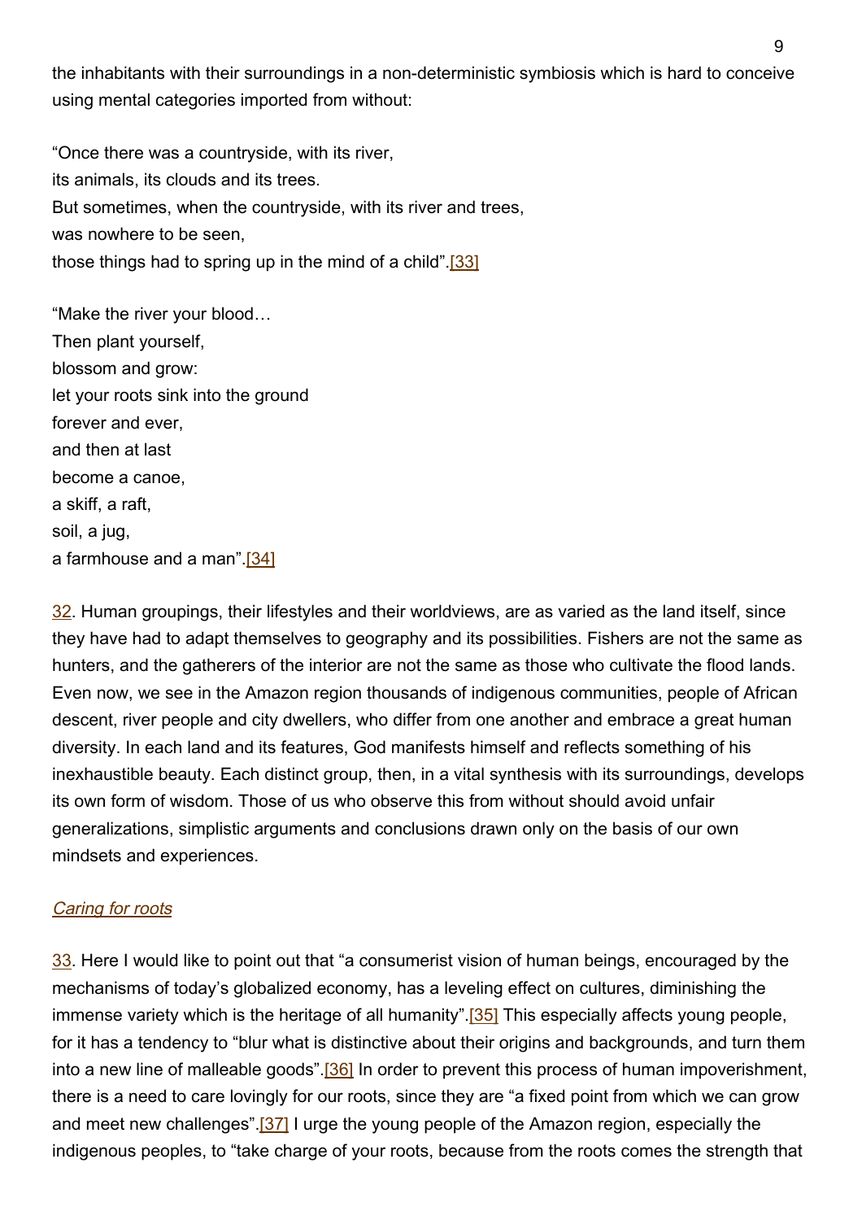the inhabitants with their surroundings in a non-deterministic symbiosis which is hard to conceive using mental categories imported from without:

"Once there was a countryside, with its river,
its animals, its clouds and its trees.
But sometimes, when the countryside, with its river and trees,
was nowhere to be seen,
those things had to spring up in the mind of a child".[33]

"Make the river your blood…
Then plant yourself,
blossom and grow:
let your roots sink into the ground
forever and ever,
and then at last
become a canoe,
a skiff, a raft,
soil, a jug,
a farmhouse and a man".[34]

32. Human groupings, their lifestyles and their worldviews, are as varied as the land itself, since they have had to adapt themselves to geography and its possibilities. Fishers are not the same as hunters, and the gatherers of the interior are not the same as those who cultivate the flood lands. Even now, we see in the Amazon region thousands of indigenous communities, people of African descent, river people and city dwellers, who differ from one another and embrace a great human diversity. In each land and its features, God manifests himself and reflects something of his inexhaustible beauty. Each distinct group, then, in a vital synthesis with its surroundings, develops its own form of wisdom. Those of us who observe this from without should avoid unfair generalizations, simplistic arguments and conclusions drawn only on the basis of our own mindsets and experiences.

### *Caring for roots*

33. Here I would like to point out that "a consumerist vision of human beings, encouraged by the mechanisms of today's globalized economy, has a leveling effect on cultures, diminishing the immense variety which is the heritage of all humanity".[35] This especially affects young people, for it has a tendency to "blur what is distinctive about their origins and backgrounds, and turn them into a new line of malleable goods".[36] In order to prevent this process of human impoverishment, there is a need to care lovingly for our roots, since they are "a fixed point from which we can grow and meet new challenges".[37] I urge the young people of the Amazon region, especially the indigenous peoples, to "take charge of your roots, because from the roots comes the strength that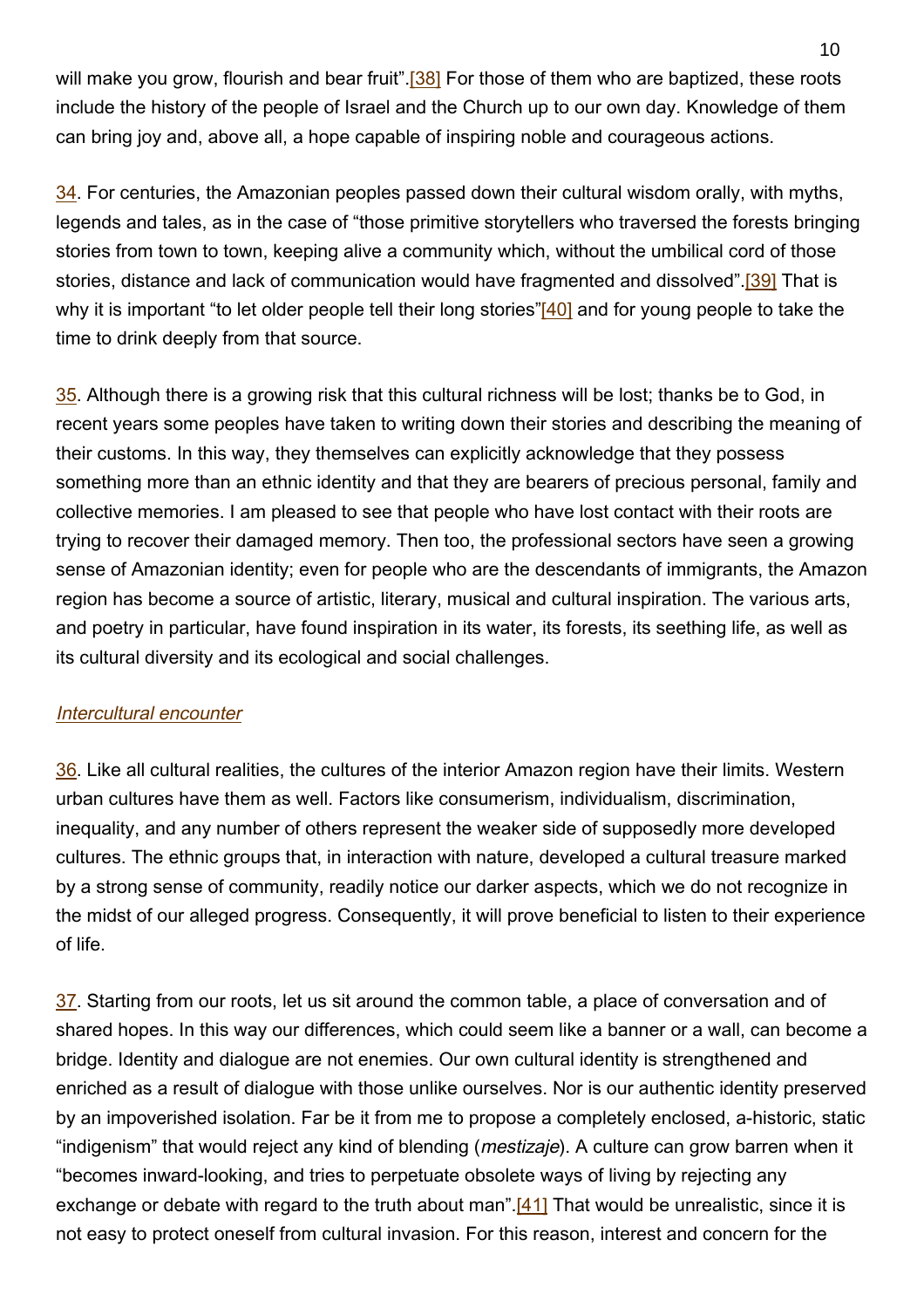will make you grow, flourish and bear fruit”.[38] For those of them who are baptized, these roots include the history of the people of Israel and the Church up to our own day. Knowledge of them can bring joy and, above all, a hope capable of inspiring noble and courageous actions.

34. For centuries, the Amazonian peoples passed down their cultural wisdom orally, with myths, legends and tales, as in the case of “those primitive storytellers who traversed the forests bringing stories from town to town, keeping alive a community which, without the umbilical cord of those stories, distance and lack of communication would have fragmented and dissolved”.[39] That is why it is important “to let older people tell their long stories”[40] and for young people to take the time to drink deeply from that source.

35. Although there is a growing risk that this cultural richness will be lost; thanks be to God, in recent years some peoples have taken to writing down their stories and describing the meaning of their customs. In this way, they themselves can explicitly acknowledge that they possess something more than an ethnic identity and that they are bearers of precious personal, family and collective memories. I am pleased to see that people who have lost contact with their roots are trying to recover their damaged memory. Then too, the professional sectors have seen a growing sense of Amazonian identity; even for people who are the descendants of immigrants, the Amazon region has become a source of artistic, literary, musical and cultural inspiration. The various arts, and poetry in particular, have found inspiration in its water, its forests, its seething life, as well as its cultural diversity and its ecological and social challenges.

### *Intercultural encounter*

36. Like all cultural realities, the cultures of the interior Amazon region have their limits. Western urban cultures have them as well. Factors like consumerism, individualism, discrimination, inequality, and any number of others represent the weaker side of supposedly more developed cultures. The ethnic groups that, in interaction with nature, developed a cultural treasure marked by a strong sense of community, readily notice our darker aspects, which we do not recognize in the midst of our alleged progress. Consequently, it will prove beneficial to listen to their experience of life.

37. Starting from our roots, let us sit around the common table, a place of conversation and of shared hopes. In this way our differences, which could seem like a banner or a wall, can become a bridge. Identity and dialogue are not enemies. Our own cultural identity is strengthened and enriched as a result of dialogue with those unlike ourselves. Nor is our authentic identity preserved by an impoverished isolation. Far be it from me to propose a completely enclosed, a-historic, static “indigenism” that would reject any kind of blending (*mestizaje*). A culture can grow barren when it “becomes inward-looking, and tries to perpetuate obsolete ways of living by rejecting any exchange or debate with regard to the truth about man”.[41] That would be unrealistic, since it is not easy to protect oneself from cultural invasion. For this reason, interest and concern for the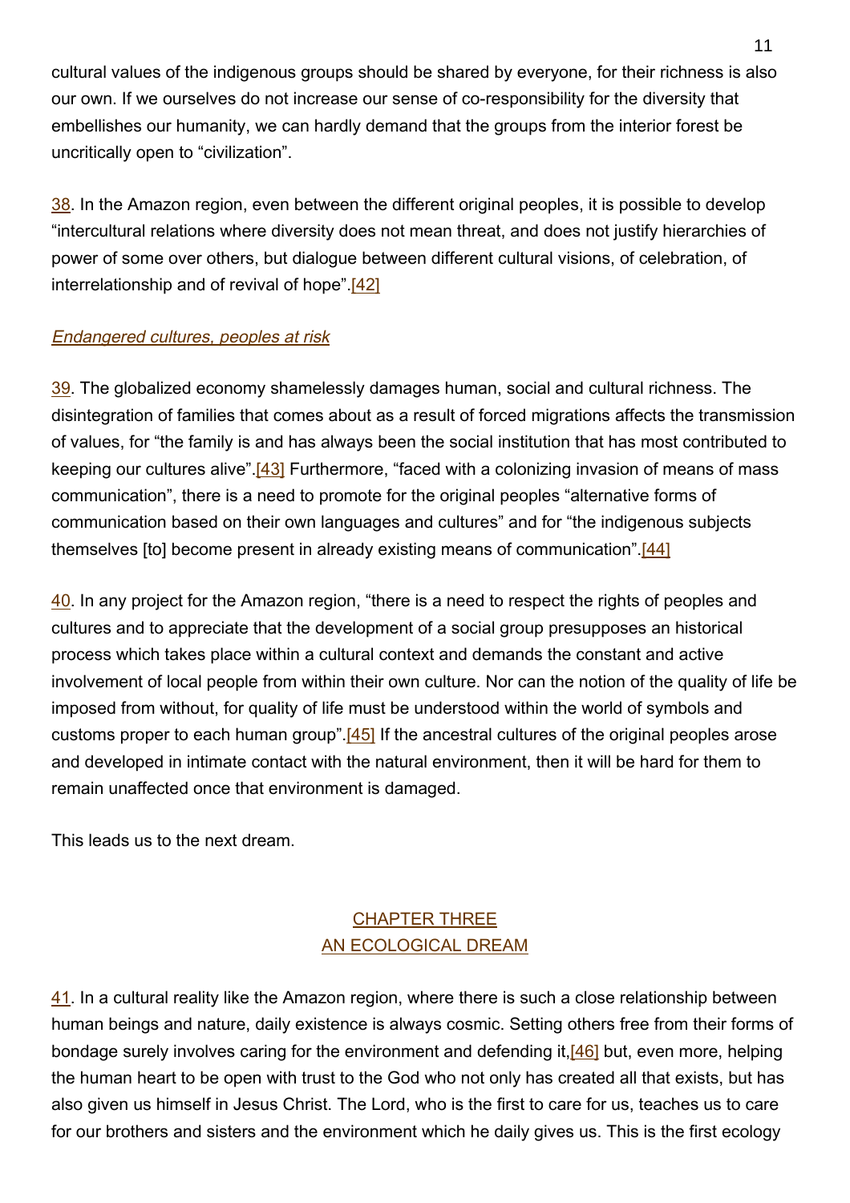cultural values of the indigenous groups should be shared by everyone, for their richness is also our own. If we ourselves do not increase our sense of co-responsibility for the diversity that embellishes our humanity, we can hardly demand that the groups from the interior forest be uncritically open to “civilization”.

38. In the Amazon region, even between the different original peoples, it is possible to develop “intercultural relations where diversity does not mean threat, and does not justify hierarchies of power of some over others, but dialogue between different cultural visions, of celebration, of interrelationship and of revival of hope”.[42]

### *Endangered cultures, peoples at risk*

39. The globalized economy shamelessly damages human, social and cultural richness. The disintegration of families that comes about as a result of forced migrations affects the transmission of values, for “the family is and has always been the social institution that has most contributed to keeping our cultures alive”.[43] Furthermore, “faced with a colonizing invasion of means of mass communication”, there is a need to promote for the original peoples “alternative forms of communication based on their own languages and cultures” and for “the indigenous subjects themselves [to] become present in already existing means of communication”.[44]

40. In any project for the Amazon region, “there is a need to respect the rights of peoples and cultures and to appreciate that the development of a social group presupposes an historical process which takes place within a cultural context and demands the constant and active involvement of local people from within their own culture. Nor can the notion of the quality of life be imposed from without, for quality of life must be understood within the world of symbols and customs proper to each human group”.[45] If the ancestral cultures of the original peoples arose and developed in intimate contact with the natural environment, then it will be hard for them to remain unaffected once that environment is damaged.

This leads us to the next dream.

## CHAPTER THREE
## AN ECOLOGICAL DREAM

41. In a cultural reality like the Amazon region, where there is such a close relationship between human beings and nature, daily existence is always cosmic. Setting others free from their forms of bondage surely involves caring for the environment and defending it,[46] but, even more, helping the human heart to be open with trust to the God who not only has created all that exists, but has also given us himself in Jesus Christ. The Lord, who is the first to care for us, teaches us to care for our brothers and sisters and the environment which he daily gives us. This is the first ecology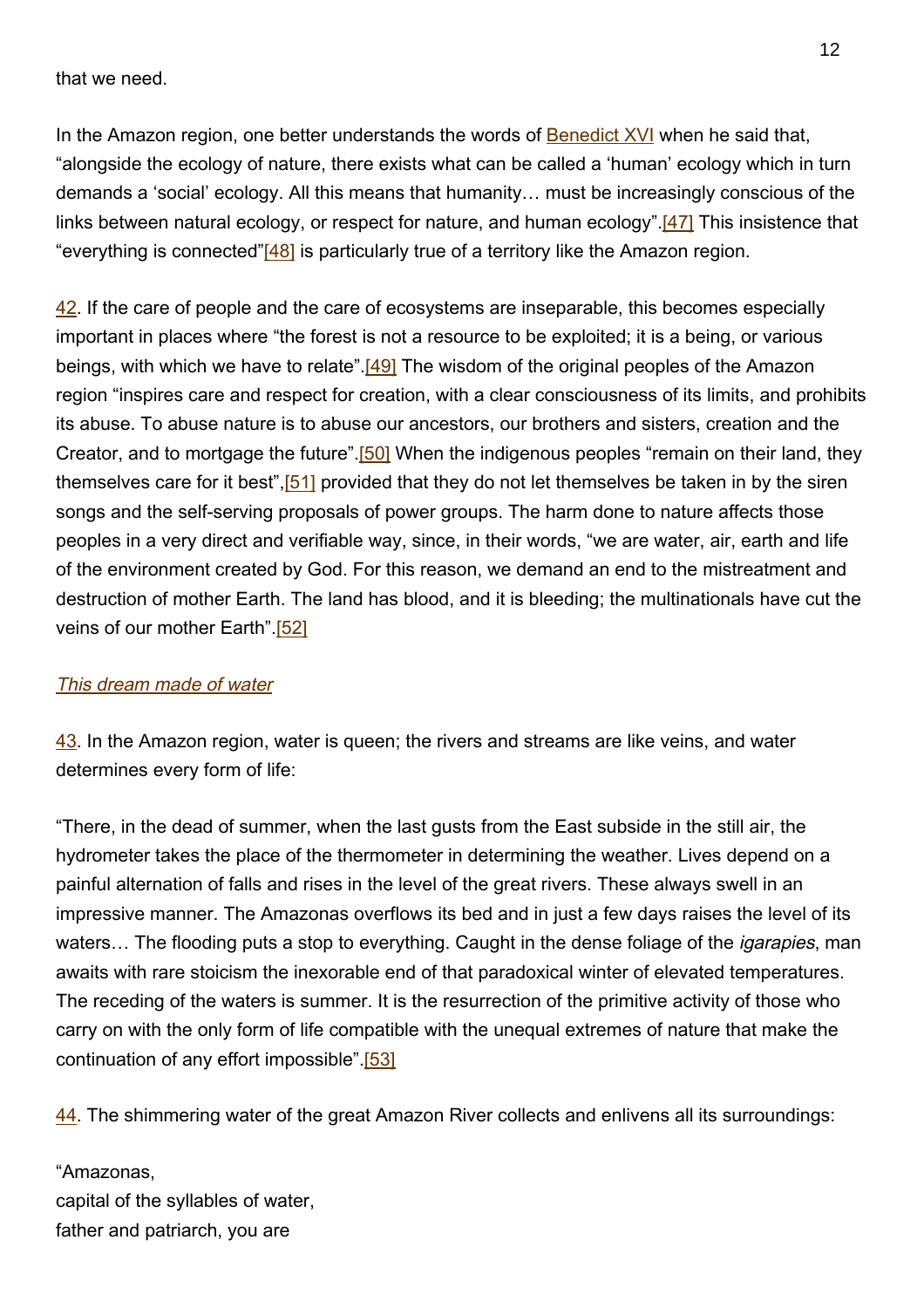that we need.

In the Amazon region, one better understands the words of Benedict XVI when he said that, "alongside the ecology of nature, there exists what can be called a 'human' ecology which in turn demands a 'social' ecology. All this means that humanity… must be increasingly conscious of the links between natural ecology, or respect for nature, and human ecology".[47] This insistence that "everything is connected"[48] is particularly true of a territory like the Amazon region.

42. If the care of people and the care of ecosystems are inseparable, this becomes especially important in places where "the forest is not a resource to be exploited; it is a being, or various beings, with which we have to relate".[49] The wisdom of the original peoples of the Amazon region "inspires care and respect for creation, with a clear consciousness of its limits, and prohibits its abuse. To abuse nature is to abuse our ancestors, our brothers and sisters, creation and the Creator, and to mortgage the future".[50] When the indigenous peoples "remain on their land, they themselves care for it best",[51] provided that they do not let themselves be taken in by the siren songs and the self-serving proposals of power groups. The harm done to nature affects those peoples in a very direct and verifiable way, since, in their words, "we are water, air, earth and life of the environment created by God. For this reason, we demand an end to the mistreatment and destruction of mother Earth. The land has blood, and it is bleeding; the multinationals have cut the veins of our mother Earth".[52]

### *This dream made of water*

43. In the Amazon region, water is queen; the rivers and streams are like veins, and water determines every form of life:

"There, in the dead of summer, when the last gusts from the East subside in the still air, the hydrometer takes the place of the thermometer in determining the weather. Lives depend on a painful alternation of falls and rises in the level of the great rivers. These always swell in an impressive manner. The Amazonas overflows its bed and in just a few days raises the level of its waters… The flooding puts a stop to everything. Caught in the dense foliage of the *igarapies*, man awaits with rare stoicism the inexorable end of that paradoxical winter of elevated temperatures. The receding of the waters is summer. It is the resurrection of the primitive activity of those who carry on with the only form of life compatible with the unequal extremes of nature that make the continuation of any effort impossible".[53]

44. The shimmering water of the great Amazon River collects and enlivens all its surroundings:

"Amazonas,  
capital of the syllables of water,  
father and patriarch, you are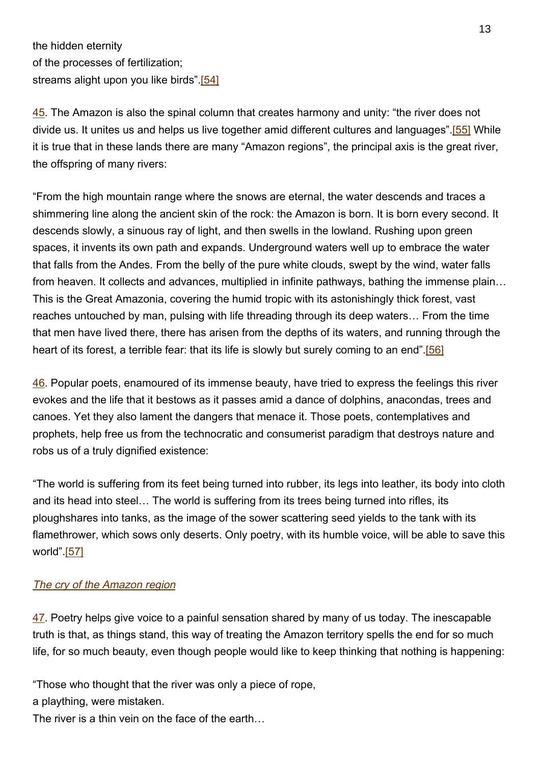the hidden eternity
of the processes of fertilization;
streams alight upon you like birds”.[54]

45. The Amazon is also the spinal column that creates harmony and unity: “the river does not divide us. It unites us and helps us live together amid different cultures and languages”.[55] While it is true that in these lands there are many “Amazon regions”, the principal axis is the great river, the offspring of many rivers:

“From the high mountain range where the snows are eternal, the water descends and traces a shimmering line along the ancient skin of the rock: the Amazon is born. It is born every second. It descends slowly, a sinuous ray of light, and then swells in the lowland. Rushing upon green spaces, it invents its own path and expands. Underground waters well up to embrace the water that falls from the Andes. From the belly of the pure white clouds, swept by the wind, water falls from heaven. It collects and advances, multiplied in infinite pathways, bathing the immense plain… This is the Great Amazonia, covering the humid tropic with its astonishingly thick forest, vast reaches untouched by man, pulsing with life threading through its deep waters… From the time that men have lived there, there has arisen from the depths of its waters, and running through the heart of its forest, a terrible fear: that its life is slowly but surely coming to an end”.[56]

46. Popular poets, enamoured of its immense beauty, have tried to express the feelings this river evokes and the life that it bestows as it passes amid a dance of dolphins, anacondas, trees and canoes. Yet they also lament the dangers that menace it. Those poets, contemplatives and prophets, help free us from the technocratic and consumerist paradigm that destroys nature and robs us of a truly dignified existence:

“The world is suffering from its feet being turned into rubber, its legs into leather, its body into cloth and its head into steel… The world is suffering from its trees being turned into rifles, its ploughshares into tanks, as the image of the sower scattering seed yields to the tank with its flamethrower, which sows only deserts. Only poetry, with its humble voice, will be able to save this world”.[57]

### *The cry of the Amazon region*

47. Poetry helps give voice to a painful sensation shared by many of us today. The inescapable truth is that, as things stand, this way of treating the Amazon territory spells the end for so much life, for so much beauty, even though people would like to keep thinking that nothing is happening:

“Those who thought that the river was only a piece of rope,
a plaything, were mistaken.
The river is a thin vein on the face of the earth…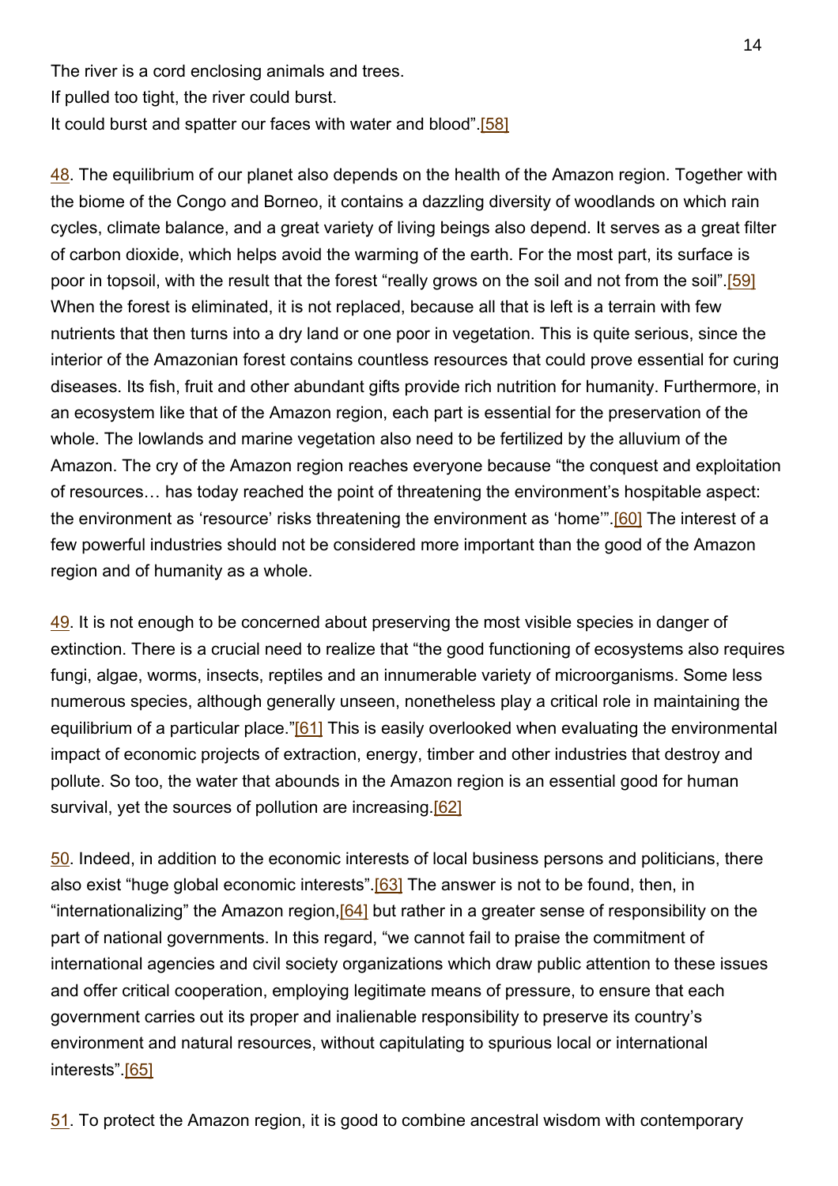The river is a cord enclosing animals and trees.
If pulled too tight, the river could burst.
It could burst and spatter our faces with water and blood".[58]

48. The equilibrium of our planet also depends on the health of the Amazon region. Together with the biome of the Congo and Borneo, it contains a dazzling diversity of woodlands on which rain cycles, climate balance, and a great variety of living beings also depend. It serves as a great filter of carbon dioxide, which helps avoid the warming of the earth. For the most part, its surface is poor in topsoil, with the result that the forest "really grows on the soil and not from the soil".[59] When the forest is eliminated, it is not replaced, because all that is left is a terrain with few nutrients that then turns into a dry land or one poor in vegetation. This is quite serious, since the interior of the Amazonian forest contains countless resources that could prove essential for curing diseases. Its fish, fruit and other abundant gifts provide rich nutrition for humanity. Furthermore, in an ecosystem like that of the Amazon region, each part is essential for the preservation of the whole. The lowlands and marine vegetation also need to be fertilized by the alluvium of the Amazon. The cry of the Amazon region reaches everyone because "the conquest and exploitation of resources… has today reached the point of threatening the environment's hospitable aspect: the environment as 'resource' risks threatening the environment as 'home'".[60] The interest of a few powerful industries should not be considered more important than the good of the Amazon region and of humanity as a whole.

49. It is not enough to be concerned about preserving the most visible species in danger of extinction. There is a crucial need to realize that "the good functioning of ecosystems also requires fungi, algae, worms, insects, reptiles and an innumerable variety of microorganisms. Some less numerous species, although generally unseen, nonetheless play a critical role in maintaining the equilibrium of a particular place."[61] This is easily overlooked when evaluating the environmental impact of economic projects of extraction, energy, timber and other industries that destroy and pollute. So too, the water that abounds in the Amazon region is an essential good for human survival, yet the sources of pollution are increasing.[62]

50. Indeed, in addition to the economic interests of local business persons and politicians, there also exist "huge global economic interests".[63] The answer is not to be found, then, in "internationalizing" the Amazon region,[64] but rather in a greater sense of responsibility on the part of national governments. In this regard, "we cannot fail to praise the commitment of international agencies and civil society organizations which draw public attention to these issues and offer critical cooperation, employing legitimate means of pressure, to ensure that each government carries out its proper and inalienable responsibility to preserve its country's environment and natural resources, without capitulating to spurious local or international interests".[65]

51. To protect the Amazon region, it is good to combine ancestral wisdom with contemporary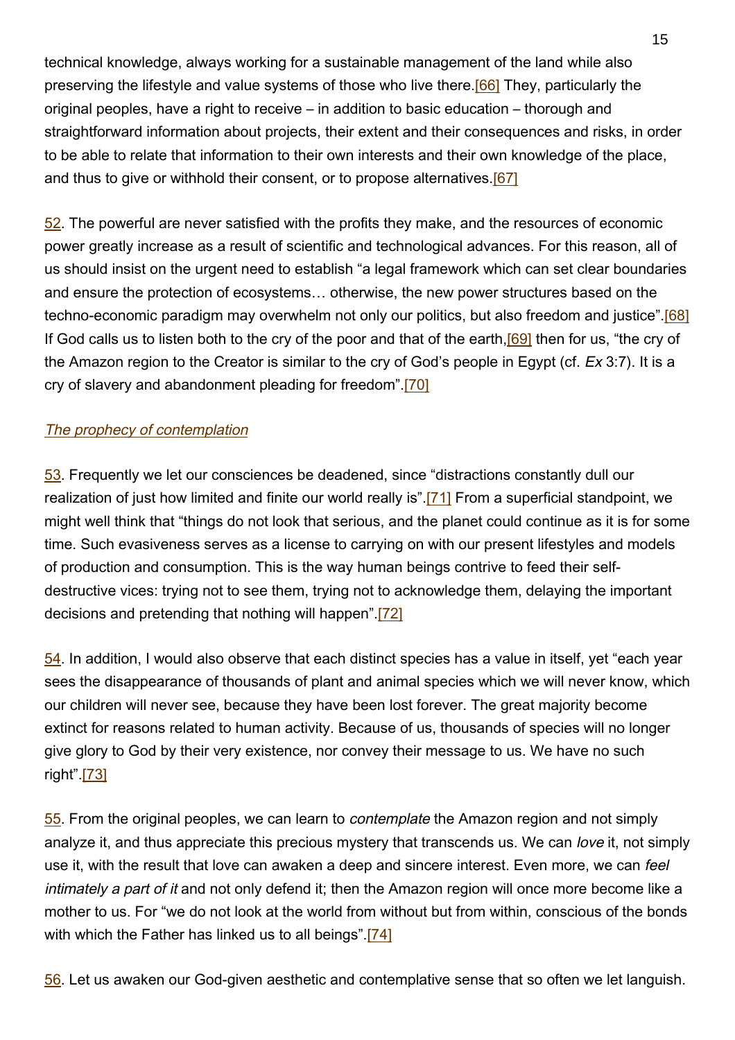technical knowledge, always working for a sustainable management of the land while also preserving the lifestyle and value systems of those who live there.[66] They, particularly the original peoples, have a right to receive – in addition to basic education – thorough and straightforward information about projects, their extent and their consequences and risks, in order to be able to relate that information to their own interests and their own knowledge of the place, and thus to give or withhold their consent, or to propose alternatives.[67]

52. The powerful are never satisfied with the profits they make, and the resources of economic power greatly increase as a result of scientific and technological advances. For this reason, all of us should insist on the urgent need to establish "a legal framework which can set clear boundaries and ensure the protection of ecosystems… otherwise, the new power structures based on the techno-economic paradigm may overwhelm not only our politics, but also freedom and justice".[68] If God calls us to listen both to the cry of the poor and that of the earth,[69] then for us, "the cry of the Amazon region to the Creator is similar to the cry of God's people in Egypt (cf. *Ex* 3:7). It is a cry of slavery and abandonment pleading for freedom".[70]

### *The prophecy of contemplation*

53. Frequently we let our consciences be deadened, since "distractions constantly dull our realization of just how limited and finite our world really is".[71] From a superficial standpoint, we might well think that "things do not look that serious, and the planet could continue as it is for some time. Such evasiveness serves as a license to carrying on with our present lifestyles and models of production and consumption. This is the way human beings contrive to feed their self-destructive vices: trying not to see them, trying not to acknowledge them, delaying the important decisions and pretending that nothing will happen".[72]

54. In addition, I would also observe that each distinct species has a value in itself, yet "each year sees the disappearance of thousands of plant and animal species which we will never know, which our children will never see, because they have been lost forever. The great majority become extinct for reasons related to human activity. Because of us, thousands of species will no longer give glory to God by their very existence, nor convey their message to us. We have no such right".[73]

55. From the original peoples, we can learn to *contemplate* the Amazon region and not simply analyze it, and thus appreciate this precious mystery that transcends us. We can *love* it, not simply use it, with the result that love can awaken a deep and sincere interest. Even more, we can *feel intimately a part of it* and not only defend it; then the Amazon region will once more become like a mother to us. For "we do not look at the world from without but from within, conscious of the bonds with which the Father has linked us to all beings".[74]

56. Let us awaken our God-given aesthetic and contemplative sense that so often we let languish.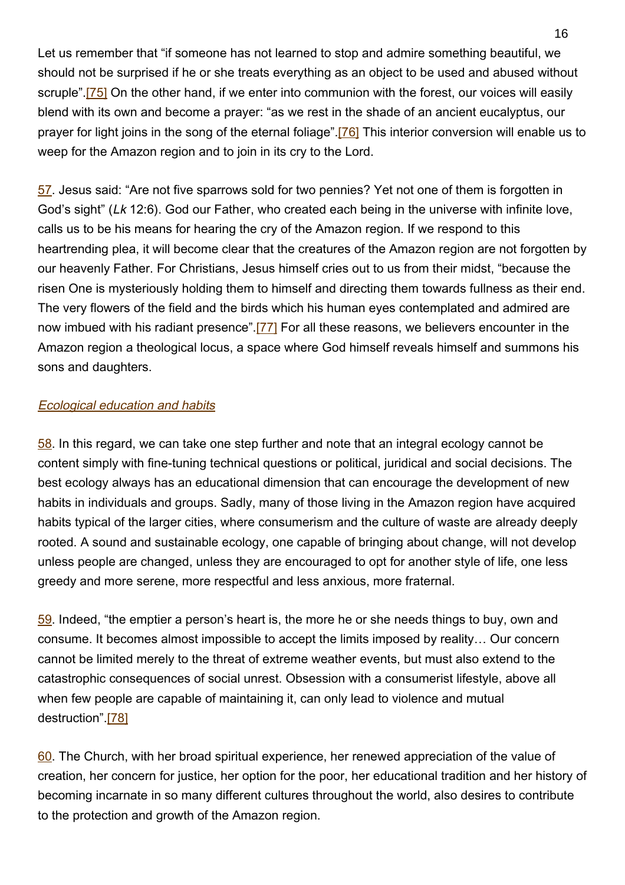Let us remember that "if someone has not learned to stop and admire something beautiful, we should not be surprised if he or she treats everything as an object to be used and abused without scruple".[75] On the other hand, if we enter into communion with the forest, our voices will easily blend with its own and become a prayer: "as we rest in the shade of an ancient eucalyptus, our prayer for light joins in the song of the eternal foliage".[76] This interior conversion will enable us to weep for the Amazon region and to join in its cry to the Lord.

57. Jesus said: "Are not five sparrows sold for two pennies? Yet not one of them is forgotten in God's sight" (*Lk* 12:6). God our Father, who created each being in the universe with infinite love, calls us to be his means for hearing the cry of the Amazon region. If we respond to this heartrending plea, it will become clear that the creatures of the Amazon region are not forgotten by our heavenly Father. For Christians, Jesus himself cries out to us from their midst, "because the risen One is mysteriously holding them to himself and directing them towards fullness as their end. The very flowers of the field and the birds which his human eyes contemplated and admired are now imbued with his radiant presence".[77] For all these reasons, we believers encounter in the Amazon region a theological locus, a space where God himself reveals himself and summons his sons and daughters.

### *Ecological education and habits*

58. In this regard, we can take one step further and note that an integral ecology cannot be content simply with fine-tuning technical questions or political, juridical and social decisions. The best ecology always has an educational dimension that can encourage the development of new habits in individuals and groups. Sadly, many of those living in the Amazon region have acquired habits typical of the larger cities, where consumerism and the culture of waste are already deeply rooted. A sound and sustainable ecology, one capable of bringing about change, will not develop unless people are changed, unless they are encouraged to opt for another style of life, one less greedy and more serene, more respectful and less anxious, more fraternal.

59. Indeed, "the emptier a person's heart is, the more he or she needs things to buy, own and consume. It becomes almost impossible to accept the limits imposed by reality… Our concern cannot be limited merely to the threat of extreme weather events, but must also extend to the catastrophic consequences of social unrest. Obsession with a consumerist lifestyle, above all when few people are capable of maintaining it, can only lead to violence and mutual destruction".[78]

60. The Church, with her broad spiritual experience, her renewed appreciation of the value of creation, her concern for justice, her option for the poor, her educational tradition and her history of becoming incarnate in so many different cultures throughout the world, also desires to contribute to the protection and growth of the Amazon region.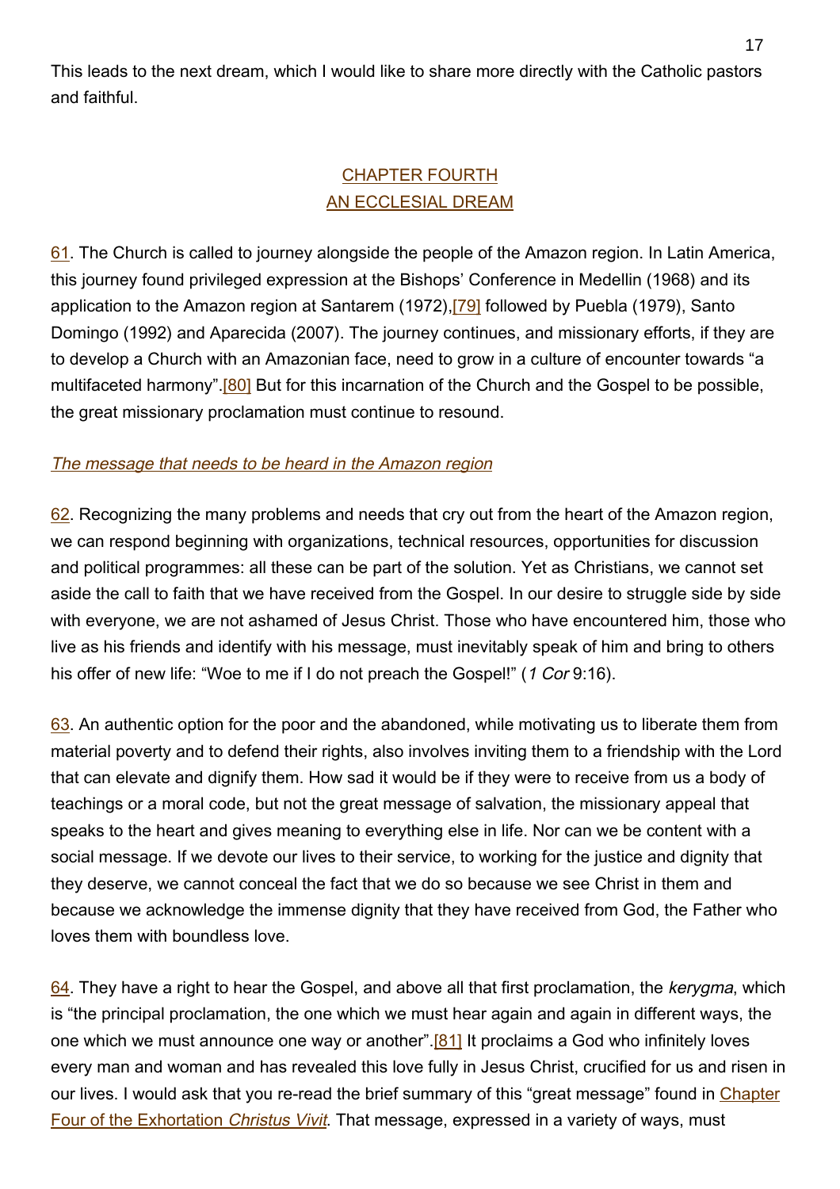This leads to the next dream, which I would like to share more directly with the Catholic pastors and faithful.

## CHAPTER FOURTH
## AN ECCLESIAL DREAM

61. The Church is called to journey alongside the people of the Amazon region. In Latin America, this journey found privileged expression at the Bishops' Conference in Medellin (1968) and its application to the Amazon region at Santarem (1972),[79] followed by Puebla (1979), Santo Domingo (1992) and Aparecida (2007). The journey continues, and missionary efforts, if they are to develop a Church with an Amazonian face, need to grow in a culture of encounter towards "a multifaceted harmony".[80] But for this incarnation of the Church and the Gospel to be possible, the great missionary proclamation must continue to resound.

### *The message that needs to be heard in the Amazon region*

62. Recognizing the many problems and needs that cry out from the heart of the Amazon region, we can respond beginning with organizations, technical resources, opportunities for discussion and political programmes: all these can be part of the solution. Yet as Christians, we cannot set aside the call to faith that we have received from the Gospel. In our desire to struggle side by side with everyone, we are not ashamed of Jesus Christ. Those who have encountered him, those who live as his friends and identify with his message, must inevitably speak of him and bring to others his offer of new life: "Woe to me if I do not preach the Gospel!" (*1 Cor* 9:16).

63. An authentic option for the poor and the abandoned, while motivating us to liberate them from material poverty and to defend their rights, also involves inviting them to a friendship with the Lord that can elevate and dignify them. How sad it would be if they were to receive from us a body of teachings or a moral code, but not the great message of salvation, the missionary appeal that speaks to the heart and gives meaning to everything else in life. Nor can we be content with a social message. If we devote our lives to their service, to working for the justice and dignity that they deserve, we cannot conceal the fact that we do so because we see Christ in them and because we acknowledge the immense dignity that they have received from God, the Father who loves them with boundless love.

64. They have a right to hear the Gospel, and above all that first proclamation, the *kerygma*, which is "the principal proclamation, the one which we must hear again and again in different ways, the one which we must announce one way or another".[81] It proclaims a God who infinitely loves every man and woman and has revealed this love fully in Jesus Christ, crucified for us and risen in our lives. I would ask that you re-read the brief summary of this "great message" found in Chapter Four of the Exhortation *Christus Vivit*. That message, expressed in a variety of ways, must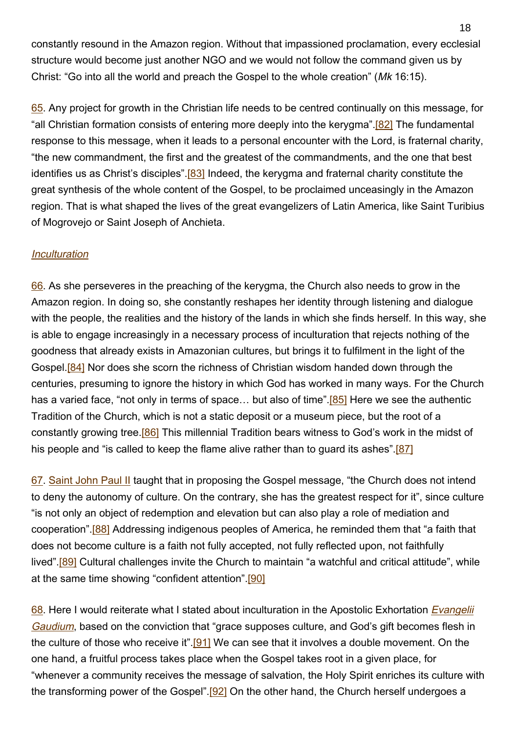constantly resound in the Amazon region. Without that impassioned proclamation, every ecclesial structure would become just another NGO and we would not follow the command given us by Christ: “Go into all the world and preach the Gospel to the whole creation” (*Mk* 16:15).

65. Any project for growth in the Christian life needs to be centred continually on this message, for “all Christian formation consists of entering more deeply into the kerygma”.[82] The fundamental response to this message, when it leads to a personal encounter with the Lord, is fraternal charity, “the new commandment, the first and the greatest of the commandments, and the one that best identifies us as Christ’s disciples”.[83] Indeed, the kerygma and fraternal charity constitute the great synthesis of the whole content of the Gospel, to be proclaimed unceasingly in the Amazon region. That is what shaped the lives of the great evangelizers of Latin America, like Saint Turibius of Mogrovejo or Saint Joseph of Anchieta.

### *Inculturation*

66. As she perseveres in the preaching of the kerygma, the Church also needs to grow in the Amazon region. In doing so, she constantly reshapes her identity through listening and dialogue with the people, the realities and the history of the lands in which she finds herself. In this way, she is able to engage increasingly in a necessary process of inculturation that rejects nothing of the goodness that already exists in Amazonian cultures, but brings it to fulfilment in the light of the Gospel.[84] Nor does she scorn the richness of Christian wisdom handed down through the centuries, presuming to ignore the history in which God has worked in many ways. For the Church has a varied face, “not only in terms of space… but also of time”.[85] Here we see the authentic Tradition of the Church, which is not a static deposit or a museum piece, but the root of a constantly growing tree.[86] This millennial Tradition bears witness to God’s work in the midst of his people and “is called to keep the flame alive rather than to guard its ashes”.[87]

67. Saint John Paul II taught that in proposing the Gospel message, “the Church does not intend to deny the autonomy of culture. On the contrary, she has the greatest respect for it”, since culture “is not only an object of redemption and elevation but can also play a role of mediation and cooperation”.[88] Addressing indigenous peoples of America, he reminded them that “a faith that does not become culture is a faith not fully accepted, not fully reflected upon, not faithfully lived”.[89] Cultural challenges invite the Church to maintain “a watchful and critical attitude”, while at the same time showing “confident attention”.[90]

68. Here I would reiterate what I stated about inculturation in the Apostolic Exhortation *Evangelii Gaudium*, based on the conviction that “grace supposes culture, and God’s gift becomes flesh in the culture of those who receive it”.[91] We can see that it involves a double movement. On the one hand, a fruitful process takes place when the Gospel takes root in a given place, for “whenever a community receives the message of salvation, the Holy Spirit enriches its culture with the transforming power of the Gospel”.[92] On the other hand, the Church herself undergoes a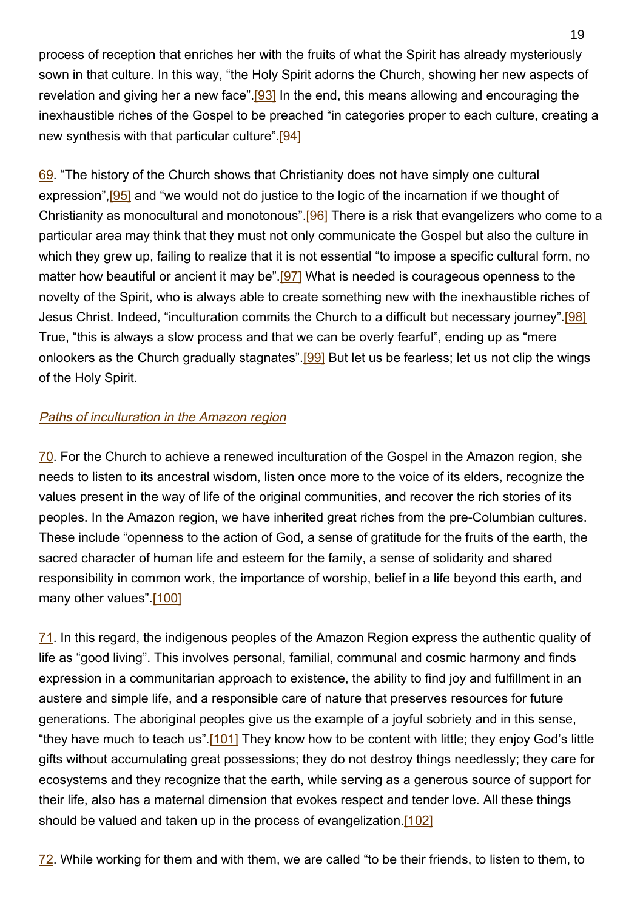process of reception that enriches her with the fruits of what the Spirit has already mysteriously sown in that culture. In this way, “the Holy Spirit adorns the Church, showing her new aspects of revelation and giving her a new face”.[93] In the end, this means allowing and encouraging the inexhaustible riches of the Gospel to be preached “in categories proper to each culture, creating a new synthesis with that particular culture”.[94]

69. “The history of the Church shows that Christianity does not have simply one cultural expression”,[95] and “we would not do justice to the logic of the incarnation if we thought of Christianity as monocultural and monotonous”.[96] There is a risk that evangelizers who come to a particular area may think that they must not only communicate the Gospel but also the culture in which they grew up, failing to realize that it is not essential “to impose a specific cultural form, no matter how beautiful or ancient it may be”.[97] What is needed is courageous openness to the novelty of the Spirit, who is always able to create something new with the inexhaustible riches of Jesus Christ. Indeed, “inculturation commits the Church to a difficult but necessary journey”.[98] True, “this is always a slow process and that we can be overly fearful”, ending up as “mere onlookers as the Church gradually stagnates”.[99] But let us be fearless; let us not clip the wings of the Holy Spirit.

*Paths of inculturation in the Amazon region*

70. For the Church to achieve a renewed inculturation of the Gospel in the Amazon region, she needs to listen to its ancestral wisdom, listen once more to the voice of its elders, recognize the values present in the way of life of the original communities, and recover the rich stories of its peoples. In the Amazon region, we have inherited great riches from the pre-Columbian cultures. These include “openness to the action of God, a sense of gratitude for the fruits of the earth, the sacred character of human life and esteem for the family, a sense of solidarity and shared responsibility in common work, the importance of worship, belief in a life beyond this earth, and many other values”.[100]

71. In this regard, the indigenous peoples of the Amazon Region express the authentic quality of life as “good living”. This involves personal, familial, communal and cosmic harmony and finds expression in a communitarian approach to existence, the ability to find joy and fulfillment in an austere and simple life, and a responsible care of nature that preserves resources for future generations. The aboriginal peoples give us the example of a joyful sobriety and in this sense, “they have much to teach us”.[101] They know how to be content with little; they enjoy God’s little gifts without accumulating great possessions; they do not destroy things needlessly; they care for ecosystems and they recognize that the earth, while serving as a generous source of support for their life, also has a maternal dimension that evokes respect and tender love. All these things should be valued and taken up in the process of evangelization.[102]

72. While working for them and with them, we are called “to be their friends, to listen to them, to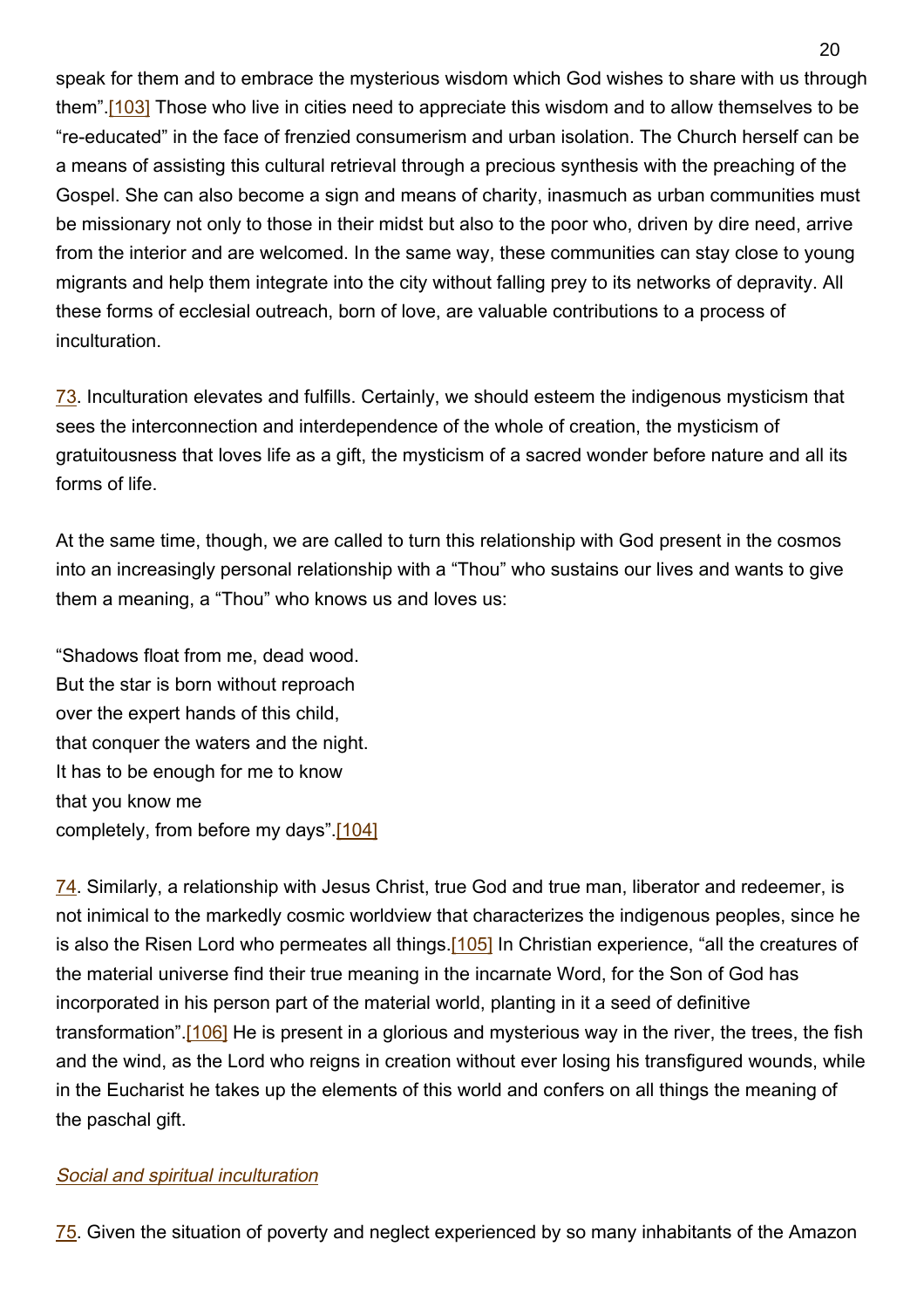speak for them and to embrace the mysterious wisdom which God wishes to share with us through them".[103] Those who live in cities need to appreciate this wisdom and to allow themselves to be "re-educated" in the face of frenzied consumerism and urban isolation. The Church herself can be a means of assisting this cultural retrieval through a precious synthesis with the preaching of the Gospel. She can also become a sign and means of charity, inasmuch as urban communities must be missionary not only to those in their midst but also to the poor who, driven by dire need, arrive from the interior and are welcomed. In the same way, these communities can stay close to young migrants and help them integrate into the city without falling prey to its networks of depravity. All these forms of ecclesial outreach, born of love, are valuable contributions to a process of inculturation.

73. Inculturation elevates and fulfills. Certainly, we should esteem the indigenous mysticism that sees the interconnection and interdependence of the whole of creation, the mysticism of gratuitousness that loves life as a gift, the mysticism of a sacred wonder before nature and all its forms of life.

At the same time, though, we are called to turn this relationship with God present in the cosmos into an increasingly personal relationship with a "Thou" who sustains our lives and wants to give them a meaning, a "Thou" who knows us and loves us:

"Shadows float from me, dead wood.
But the star is born without reproach
over the expert hands of this child,
that conquer the waters and the night.
It has to be enough for me to know
that you know me
completely, from before my days".[104]

74. Similarly, a relationship with Jesus Christ, true God and true man, liberator and redeemer, is not inimical to the markedly cosmic worldview that characterizes the indigenous peoples, since he is also the Risen Lord who permeates all things.[105] In Christian experience, "all the creatures of the material universe find their true meaning in the incarnate Word, for the Son of God has incorporated in his person part of the material world, planting in it a seed of definitive transformation".[106] He is present in a glorious and mysterious way in the river, the trees, the fish and the wind, as the Lord who reigns in creation without ever losing his transfigured wounds, while in the Eucharist he takes up the elements of this world and confers on all things the meaning of the paschal gift.

*Social and spiritual inculturation*

75. Given the situation of poverty and neglect experienced by so many inhabitants of the Amazon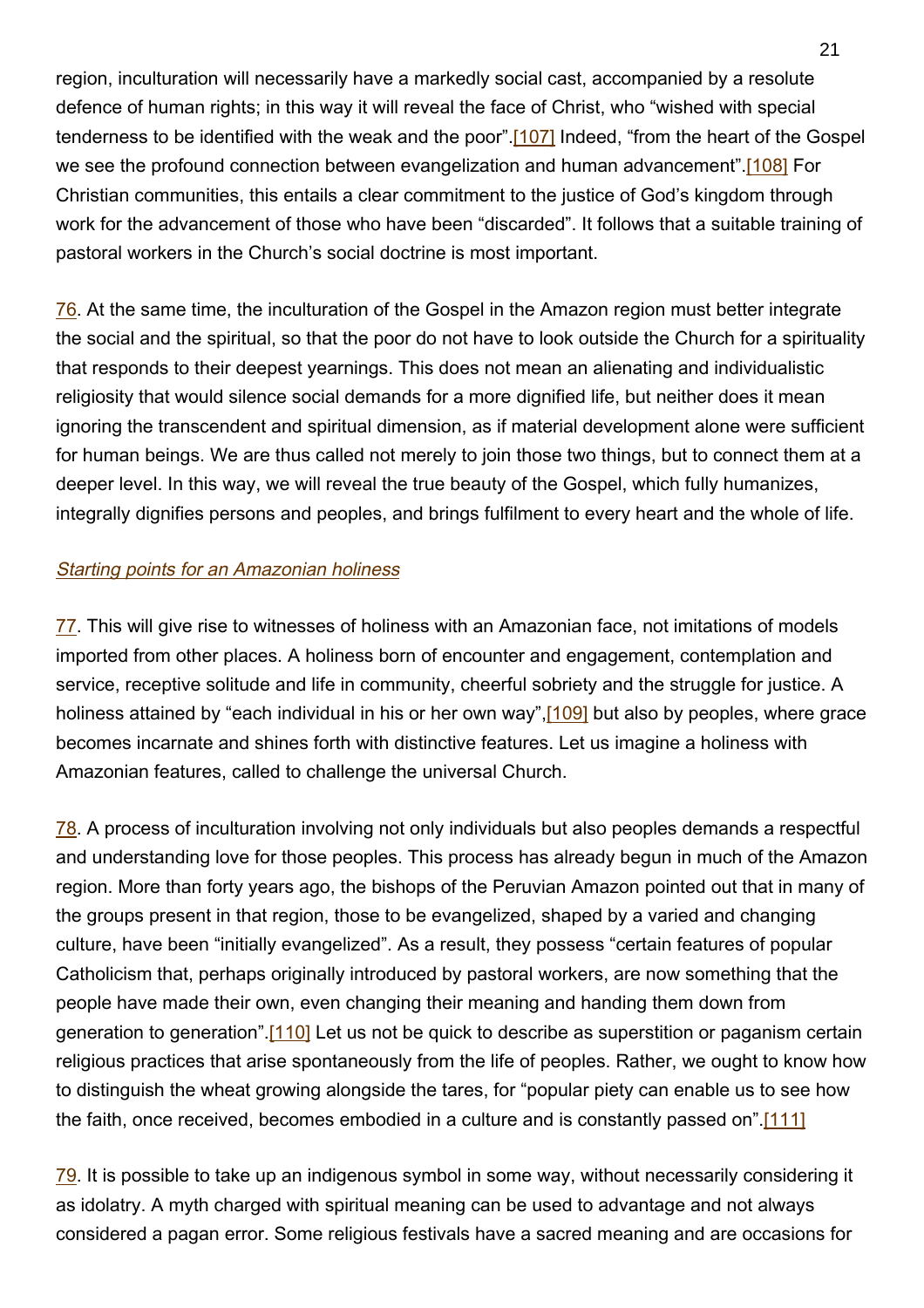region, inculturation will necessarily have a markedly social cast, accompanied by a resolute defence of human rights; in this way it will reveal the face of Christ, who "wished with special tenderness to be identified with the weak and the poor".[107] Indeed, "from the heart of the Gospel we see the profound connection between evangelization and human advancement".[108] For Christian communities, this entails a clear commitment to the justice of God's kingdom through work for the advancement of those who have been "discarded". It follows that a suitable training of pastoral workers in the Church's social doctrine is most important.

76. At the same time, the inculturation of the Gospel in the Amazon region must better integrate the social and the spiritual, so that the poor do not have to look outside the Church for a spirituality that responds to their deepest yearnings. This does not mean an alienating and individualistic religiosity that would silence social demands for a more dignified life, but neither does it mean ignoring the transcendent and spiritual dimension, as if material development alone were sufficient for human beings. We are thus called not merely to join those two things, but to connect them at a deeper level. In this way, we will reveal the true beauty of the Gospel, which fully humanizes, integrally dignifies persons and peoples, and brings fulfilment to every heart and the whole of life.

### *Starting points for an Amazonian holiness*

77. This will give rise to witnesses of holiness with an Amazonian face, not imitations of models imported from other places. A holiness born of encounter and engagement, contemplation and service, receptive solitude and life in community, cheerful sobriety and the struggle for justice. A holiness attained by "each individual in his or her own way",[109] but also by peoples, where grace becomes incarnate and shines forth with distinctive features. Let us imagine a holiness with Amazonian features, called to challenge the universal Church.

78. A process of inculturation involving not only individuals but also peoples demands a respectful and understanding love for those peoples. This process has already begun in much of the Amazon region. More than forty years ago, the bishops of the Peruvian Amazon pointed out that in many of the groups present in that region, those to be evangelized, shaped by a varied and changing culture, have been "initially evangelized". As a result, they possess "certain features of popular Catholicism that, perhaps originally introduced by pastoral workers, are now something that the people have made their own, even changing their meaning and handing them down from generation to generation".[110] Let us not be quick to describe as superstition or paganism certain religious practices that arise spontaneously from the life of peoples. Rather, we ought to know how to distinguish the wheat growing alongside the tares, for "popular piety can enable us to see how the faith, once received, becomes embodied in a culture and is constantly passed on".[111]

79. It is possible to take up an indigenous symbol in some way, without necessarily considering it as idolatry. A myth charged with spiritual meaning can be used to advantage and not always considered a pagan error. Some religious festivals have a sacred meaning and are occasions for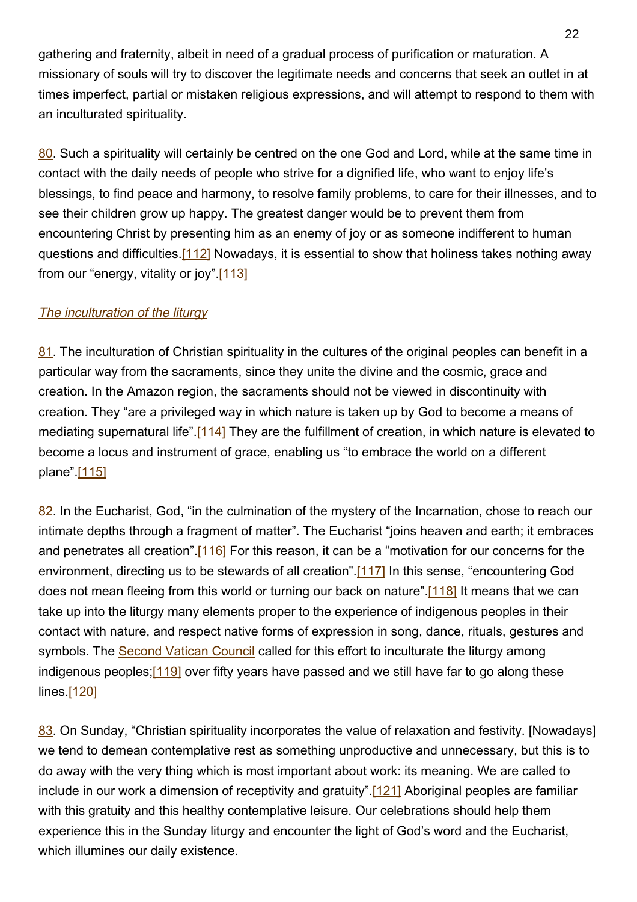gathering and fraternity, albeit in need of a gradual process of purification or maturation. A missionary of souls will try to discover the legitimate needs and concerns that seek an outlet in at times imperfect, partial or mistaken religious expressions, and will attempt to respond to them with an inculturated spirituality.

80. Such a spirituality will certainly be centred on the one God and Lord, while at the same time in contact with the daily needs of people who strive for a dignified life, who want to enjoy life's blessings, to find peace and harmony, to resolve family problems, to care for their illnesses, and to see their children grow up happy. The greatest danger would be to prevent them from encountering Christ by presenting him as an enemy of joy or as someone indifferent to human questions and difficulties.[112] Nowadays, it is essential to show that holiness takes nothing away from our "energy, vitality or joy".[113]

### *The inculturation of the liturgy*

81. The inculturation of Christian spirituality in the cultures of the original peoples can benefit in a particular way from the sacraments, since they unite the divine and the cosmic, grace and creation. In the Amazon region, the sacraments should not be viewed in discontinuity with creation. They "are a privileged way in which nature is taken up by God to become a means of mediating supernatural life".[114] They are the fulfillment of creation, in which nature is elevated to become a locus and instrument of grace, enabling us "to embrace the world on a different plane".[115]

82. In the Eucharist, God, "in the culmination of the mystery of the Incarnation, chose to reach our intimate depths through a fragment of matter". The Eucharist "joins heaven and earth; it embraces and penetrates all creation".[116] For this reason, it can be a "motivation for our concerns for the environment, directing us to be stewards of all creation".[117] In this sense, "encountering God does not mean fleeing from this world or turning our back on nature".[118] It means that we can take up into the liturgy many elements proper to the experience of indigenous peoples in their contact with nature, and respect native forms of expression in song, dance, rituals, gestures and symbols. The Second Vatican Council called for this effort to inculturate the liturgy among indigenous peoples;[119] over fifty years have passed and we still have far to go along these lines.[120]

83. On Sunday, "Christian spirituality incorporates the value of relaxation and festivity. [Nowadays] we tend to demean contemplative rest as something unproductive and unnecessary, but this is to do away with the very thing which is most important about work: its meaning. We are called to include in our work a dimension of receptivity and gratuity".[121] Aboriginal peoples are familiar with this gratuity and this healthy contemplative leisure. Our celebrations should help them experience this in the Sunday liturgy and encounter the light of God's word and the Eucharist, which illumines our daily existence.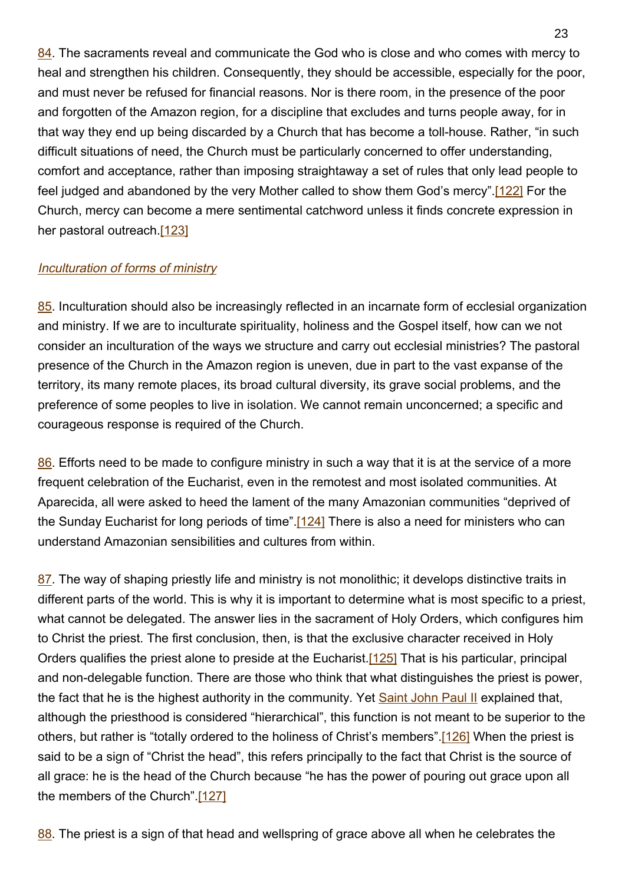84. The sacraments reveal and communicate the God who is close and who comes with mercy to heal and strengthen his children. Consequently, they should be accessible, especially for the poor, and must never be refused for financial reasons. Nor is there room, in the presence of the poor and forgotten of the Amazon region, for a discipline that excludes and turns people away, for in that way they end up being discarded by a Church that has become a toll-house. Rather, "in such difficult situations of need, the Church must be particularly concerned to offer understanding, comfort and acceptance, rather than imposing straightaway a set of rules that only lead people to feel judged and abandoned by the very Mother called to show them God's mercy".[122] For the Church, mercy can become a mere sentimental catchword unless it finds concrete expression in her pastoral outreach.[123]

*Inculturation of forms of ministry*

85. Inculturation should also be increasingly reflected in an incarnate form of ecclesial organization and ministry. If we are to inculturate spirituality, holiness and the Gospel itself, how can we not consider an inculturation of the ways we structure and carry out ecclesial ministries? The pastoral presence of the Church in the Amazon region is uneven, due in part to the vast expanse of the territory, its many remote places, its broad cultural diversity, its grave social problems, and the preference of some peoples to live in isolation. We cannot remain unconcerned; a specific and courageous response is required of the Church.

86. Efforts need to be made to configure ministry in such a way that it is at the service of a more frequent celebration of the Eucharist, even in the remotest and most isolated communities. At Aparecida, all were asked to heed the lament of the many Amazonian communities "deprived of the Sunday Eucharist for long periods of time".[124] There is also a need for ministers who can understand Amazonian sensibilities and cultures from within.

87. The way of shaping priestly life and ministry is not monolithic; it develops distinctive traits in different parts of the world. This is why it is important to determine what is most specific to a priest, what cannot be delegated. The answer lies in the sacrament of Holy Orders, which configures him to Christ the priest. The first conclusion, then, is that the exclusive character received in Holy Orders qualifies the priest alone to preside at the Eucharist.[125] That is his particular, principal and non-delegable function. There are those who think that what distinguishes the priest is power, the fact that he is the highest authority in the community. Yet Saint John Paul II explained that, although the priesthood is considered "hierarchical", this function is not meant to be superior to the others, but rather is "totally ordered to the holiness of Christ's members".[126] When the priest is said to be a sign of "Christ the head", this refers principally to the fact that Christ is the source of all grace: he is the head of the Church because "he has the power of pouring out grace upon all the members of the Church".[127]

88. The priest is a sign of that head and wellspring of grace above all when he celebrates the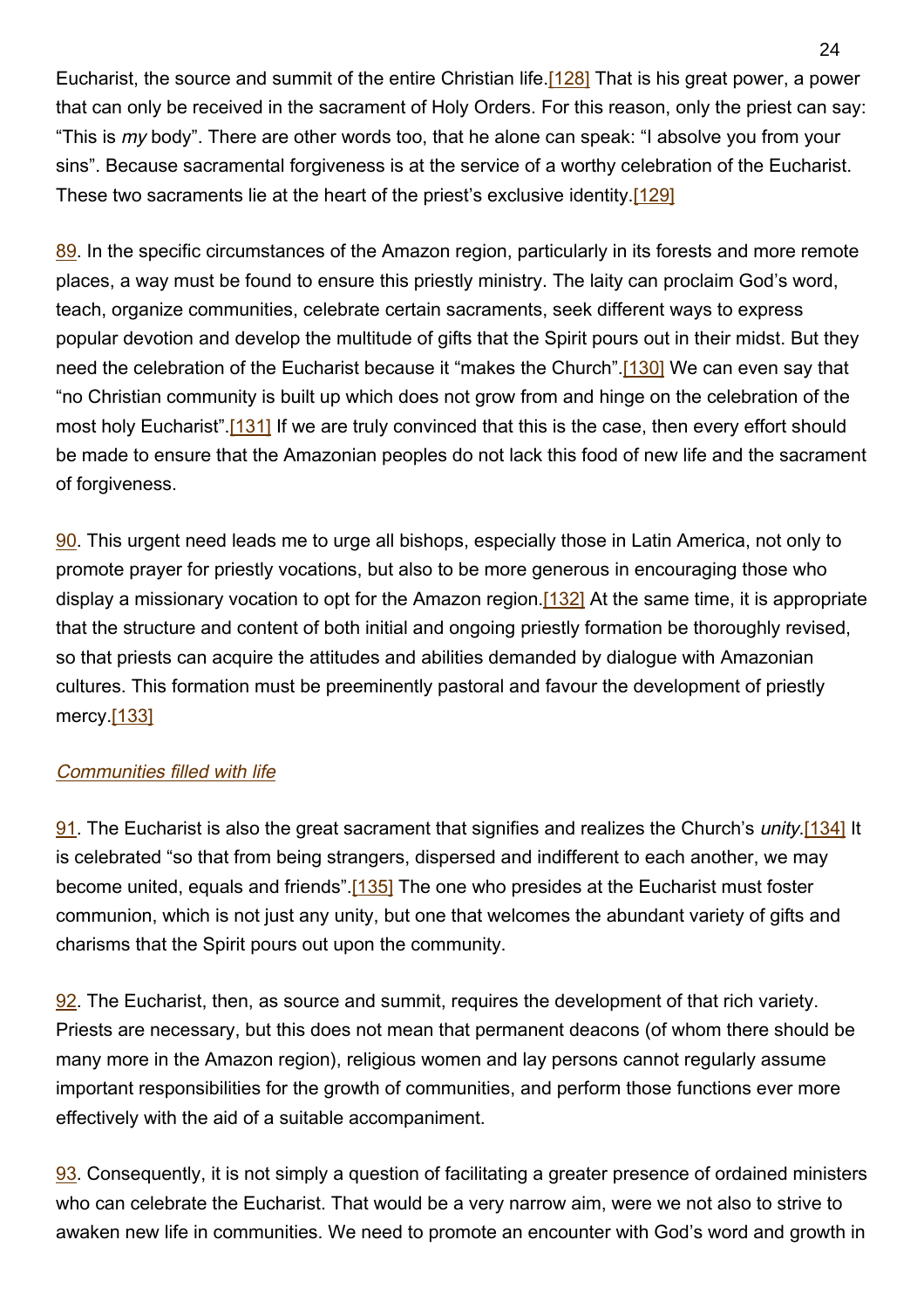Eucharist, the source and summit of the entire Christian life.[128] That is his great power, a power that can only be received in the sacrament of Holy Orders. For this reason, only the priest can say: “This is *my* body”. There are other words too, that he alone can speak: “I absolve you from your sins”. Because sacramental forgiveness is at the service of a worthy celebration of the Eucharist. These two sacraments lie at the heart of the priest’s exclusive identity.[129]

89. In the specific circumstances of the Amazon region, particularly in its forests and more remote places, a way must be found to ensure this priestly ministry. The laity can proclaim God’s word, teach, organize communities, celebrate certain sacraments, seek different ways to express popular devotion and develop the multitude of gifts that the Spirit pours out in their midst. But they need the celebration of the Eucharist because it “makes the Church”.[130] We can even say that “no Christian community is built up which does not grow from and hinge on the celebration of the most holy Eucharist”.[131] If we are truly convinced that this is the case, then every effort should be made to ensure that the Amazonian peoples do not lack this food of new life and the sacrament of forgiveness.

90. This urgent need leads me to urge all bishops, especially those in Latin America, not only to promote prayer for priestly vocations, but also to be more generous in encouraging those who display a missionary vocation to opt for the Amazon region.[132] At the same time, it is appropriate that the structure and content of both initial and ongoing priestly formation be thoroughly revised, so that priests can acquire the attitudes and abilities demanded by dialogue with Amazonian cultures. This formation must be preeminently pastoral and favour the development of priestly mercy.[133]

*Communities filled with life*

91. The Eucharist is also the great sacrament that signifies and realizes the Church’s *unity*.[134] It is celebrated “so that from being strangers, dispersed and indifferent to each another, we may become united, equals and friends”.[135] The one who presides at the Eucharist must foster communion, which is not just any unity, but one that welcomes the abundant variety of gifts and charisms that the Spirit pours out upon the community.

92. The Eucharist, then, as source and summit, requires the development of that rich variety. Priests are necessary, but this does not mean that permanent deacons (of whom there should be many more in the Amazon region), religious women and lay persons cannot regularly assume important responsibilities for the growth of communities, and perform those functions ever more effectively with the aid of a suitable accompaniment.

93. Consequently, it is not simply a question of facilitating a greater presence of ordained ministers who can celebrate the Eucharist. That would be a very narrow aim, were we not also to strive to awaken new life in communities. We need to promote an encounter with God’s word and growth in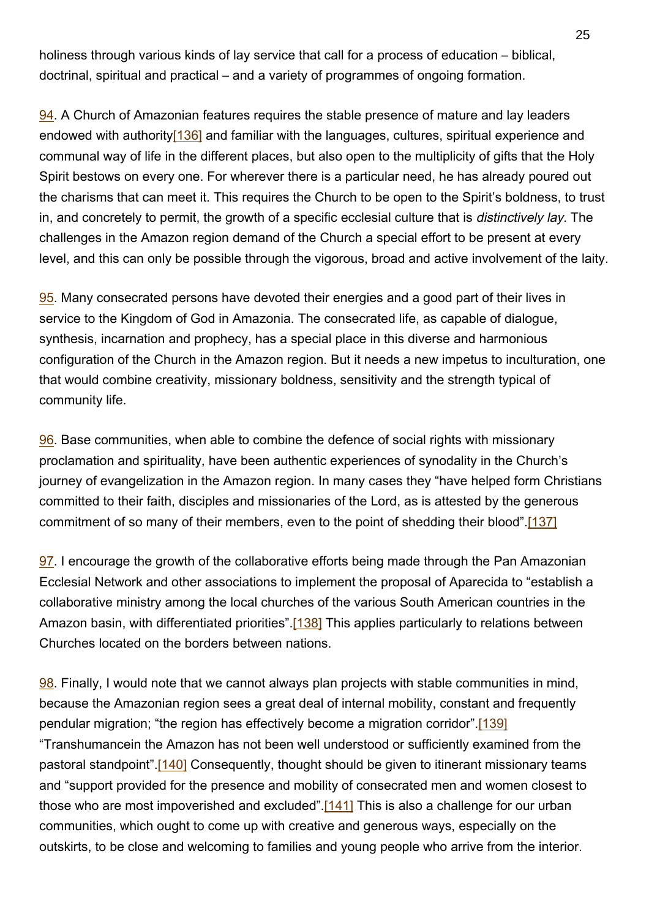holiness through various kinds of lay service that call for a process of education – biblical, doctrinal, spiritual and practical – and a variety of programmes of ongoing formation.

94. A Church of Amazonian features requires the stable presence of mature and lay leaders endowed with authority[136] and familiar with the languages, cultures, spiritual experience and communal way of life in the different places, but also open to the multiplicity of gifts that the Holy Spirit bestows on every one. For wherever there is a particular need, he has already poured out the charisms that can meet it. This requires the Church to be open to the Spirit's boldness, to trust in, and concretely to permit, the growth of a specific ecclesial culture that is *distinctively lay*. The challenges in the Amazon region demand of the Church a special effort to be present at every level, and this can only be possible through the vigorous, broad and active involvement of the laity.

95. Many consecrated persons have devoted their energies and a good part of their lives in service to the Kingdom of God in Amazonia. The consecrated life, as capable of dialogue, synthesis, incarnation and prophecy, has a special place in this diverse and harmonious configuration of the Church in the Amazon region. But it needs a new impetus to inculturation, one that would combine creativity, missionary boldness, sensitivity and the strength typical of community life.

96. Base communities, when able to combine the defence of social rights with missionary proclamation and spirituality, have been authentic experiences of synodality in the Church's journey of evangelization in the Amazon region. In many cases they "have helped form Christians committed to their faith, disciples and missionaries of the Lord, as is attested by the generous commitment of so many of their members, even to the point of shedding their blood".[137]

97. I encourage the growth of the collaborative efforts being made through the Pan Amazonian Ecclesial Network and other associations to implement the proposal of Aparecida to "establish a collaborative ministry among the local churches of the various South American countries in the Amazon basin, with differentiated priorities".[138] This applies particularly to relations between Churches located on the borders between nations.

98. Finally, I would note that we cannot always plan projects with stable communities in mind, because the Amazonian region sees a great deal of internal mobility, constant and frequently pendular migration; "the region has effectively become a migration corridor".[139] "Transhumancein the Amazon has not been well understood or sufficiently examined from the pastoral standpoint".[140] Consequently, thought should be given to itinerant missionary teams and "support provided for the presence and mobility of consecrated men and women closest to those who are most impoverished and excluded".[141] This is also a challenge for our urban communities, which ought to come up with creative and generous ways, especially on the outskirts, to be close and welcoming to families and young people who arrive from the interior.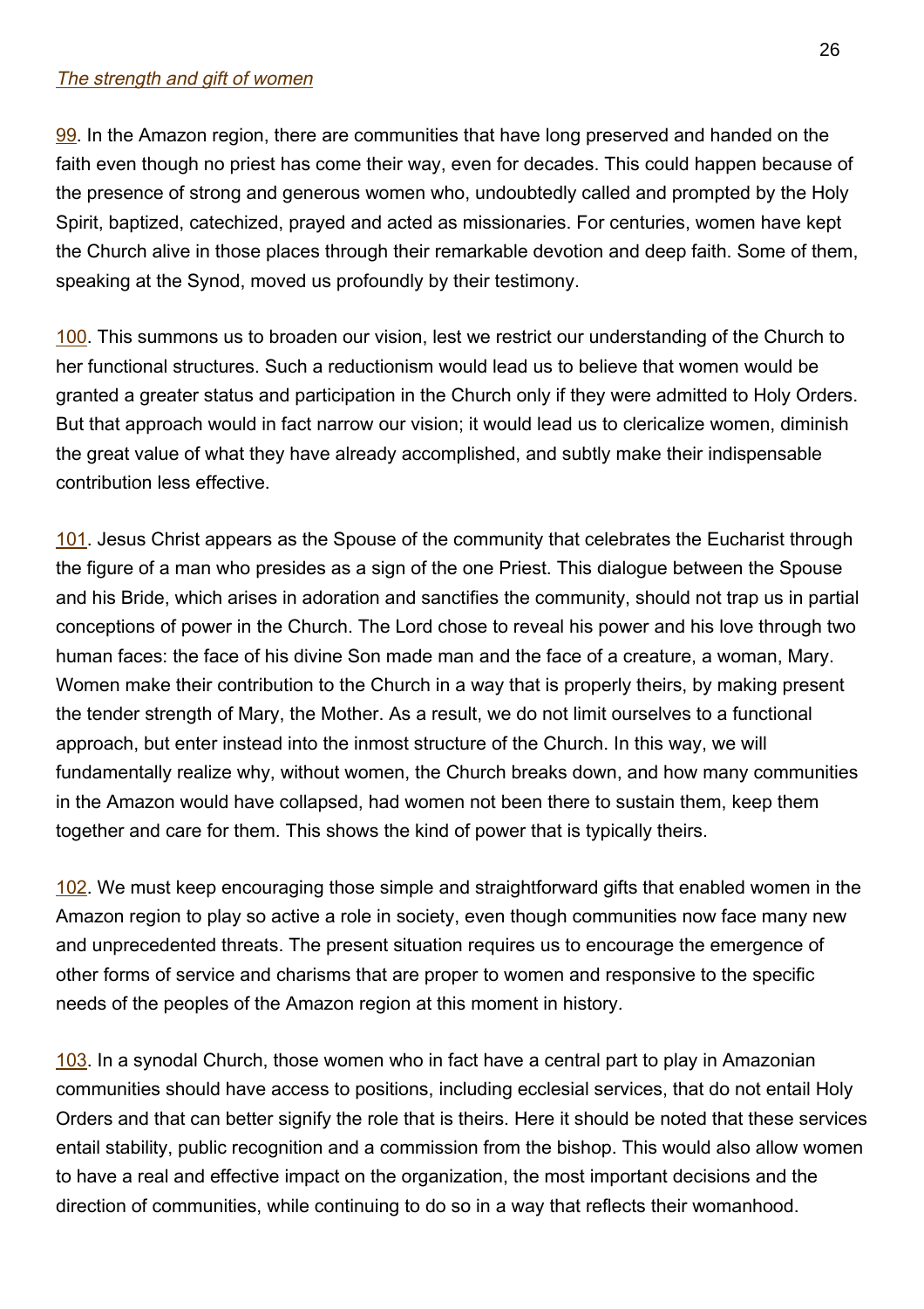### *The strength and gift of women*

99. In the Amazon region, there are communities that have long preserved and handed on the faith even though no priest has come their way, even for decades. This could happen because of the presence of strong and generous women who, undoubtedly called and prompted by the Holy Spirit, baptized, catechized, prayed and acted as missionaries. For centuries, women have kept the Church alive in those places through their remarkable devotion and deep faith. Some of them, speaking at the Synod, moved us profoundly by their testimony.

100. This summons us to broaden our vision, lest we restrict our understanding of the Church to her functional structures. Such a reductionism would lead us to believe that women would be granted a greater status and participation in the Church only if they were admitted to Holy Orders. But that approach would in fact narrow our vision; it would lead us to clericalize women, diminish the great value of what they have already accomplished, and subtly make their indispensable contribution less effective.

101. Jesus Christ appears as the Spouse of the community that celebrates the Eucharist through the figure of a man who presides as a sign of the one Priest. This dialogue between the Spouse and his Bride, which arises in adoration and sanctifies the community, should not trap us in partial conceptions of power in the Church. The Lord chose to reveal his power and his love through two human faces: the face of his divine Son made man and the face of a creature, a woman, Mary. Women make their contribution to the Church in a way that is properly theirs, by making present the tender strength of Mary, the Mother. As a result, we do not limit ourselves to a functional approach, but enter instead into the inmost structure of the Church. In this way, we will fundamentally realize why, without women, the Church breaks down, and how many communities in the Amazon would have collapsed, had women not been there to sustain them, keep them together and care for them. This shows the kind of power that is typically theirs.

102. We must keep encouraging those simple and straightforward gifts that enabled women in the Amazon region to play so active a role in society, even though communities now face many new and unprecedented threats. The present situation requires us to encourage the emergence of other forms of service and charisms that are proper to women and responsive to the specific needs of the peoples of the Amazon region at this moment in history.

103. In a synodal Church, those women who in fact have a central part to play in Amazonian communities should have access to positions, including ecclesial services, that do not entail Holy Orders and that can better signify the role that is theirs. Here it should be noted that these services entail stability, public recognition and a commission from the bishop. This would also allow women to have a real and effective impact on the organization, the most important decisions and the direction of communities, while continuing to do so in a way that reflects their womanhood.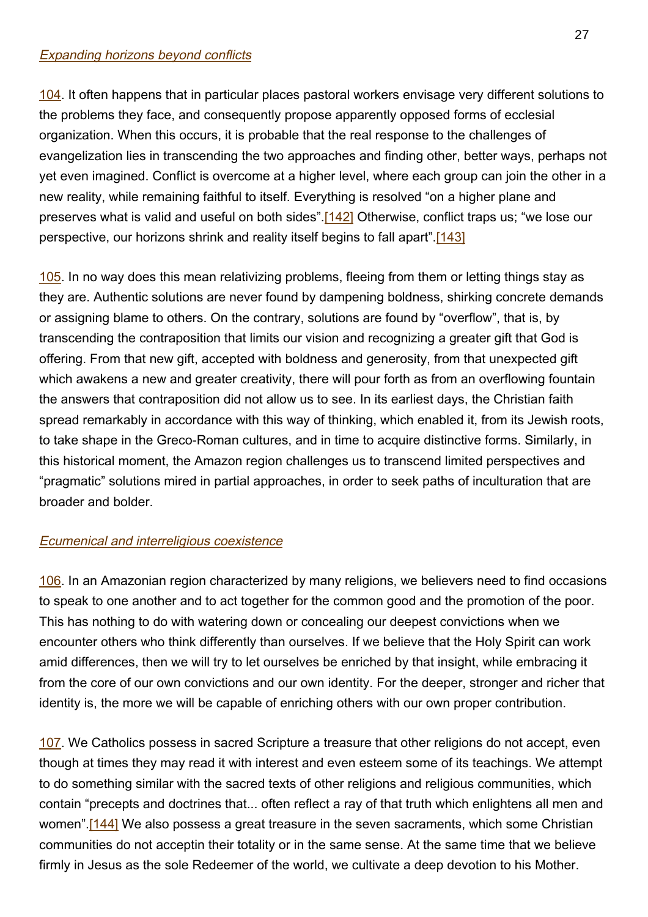*Expanding horizons beyond conflicts*

104. It often happens that in particular places pastoral workers envisage very different solutions to the problems they face, and consequently propose apparently opposed forms of ecclesial organization. When this occurs, it is probable that the real response to the challenges of evangelization lies in transcending the two approaches and finding other, better ways, perhaps not yet even imagined. Conflict is overcome at a higher level, where each group can join the other in a new reality, while remaining faithful to itself. Everything is resolved "on a higher plane and preserves what is valid and useful on both sides".[142] Otherwise, conflict traps us; "we lose our perspective, our horizons shrink and reality itself begins to fall apart".[143]

105. In no way does this mean relativizing problems, fleeing from them or letting things stay as they are. Authentic solutions are never found by dampening boldness, shirking concrete demands or assigning blame to others. On the contrary, solutions are found by "overflow", that is, by transcending the contraposition that limits our vision and recognizing a greater gift that God is offering. From that new gift, accepted with boldness and generosity, from that unexpected gift which awakens a new and greater creativity, there will pour forth as from an overflowing fountain the answers that contraposition did not allow us to see. In its earliest days, the Christian faith spread remarkably in accordance with this way of thinking, which enabled it, from its Jewish roots, to take shape in the Greco-Roman cultures, and in time to acquire distinctive forms. Similarly, in this historical moment, the Amazon region challenges us to transcend limited perspectives and "pragmatic" solutions mired in partial approaches, in order to seek paths of inculturation that are broader and bolder.

*Ecumenical and interreligious coexistence*

106. In an Amazonian region characterized by many religions, we believers need to find occasions to speak to one another and to act together for the common good and the promotion of the poor. This has nothing to do with watering down or concealing our deepest convictions when we encounter others who think differently than ourselves. If we believe that the Holy Spirit can work amid differences, then we will try to let ourselves be enriched by that insight, while embracing it from the core of our own convictions and our own identity. For the deeper, stronger and richer that identity is, the more we will be capable of enriching others with our own proper contribution.

107. We Catholics possess in sacred Scripture a treasure that other religions do not accept, even though at times they may read it with interest and even esteem some of its teachings. We attempt to do something similar with the sacred texts of other religions and religious communities, which contain "precepts and doctrines that... often reflect a ray of that truth which enlightens all men and women".[144] We also possess a great treasure in the seven sacraments, which some Christian communities do not acceptin their totality or in the same sense. At the same time that we believe firmly in Jesus as the sole Redeemer of the world, we cultivate a deep devotion to his Mother.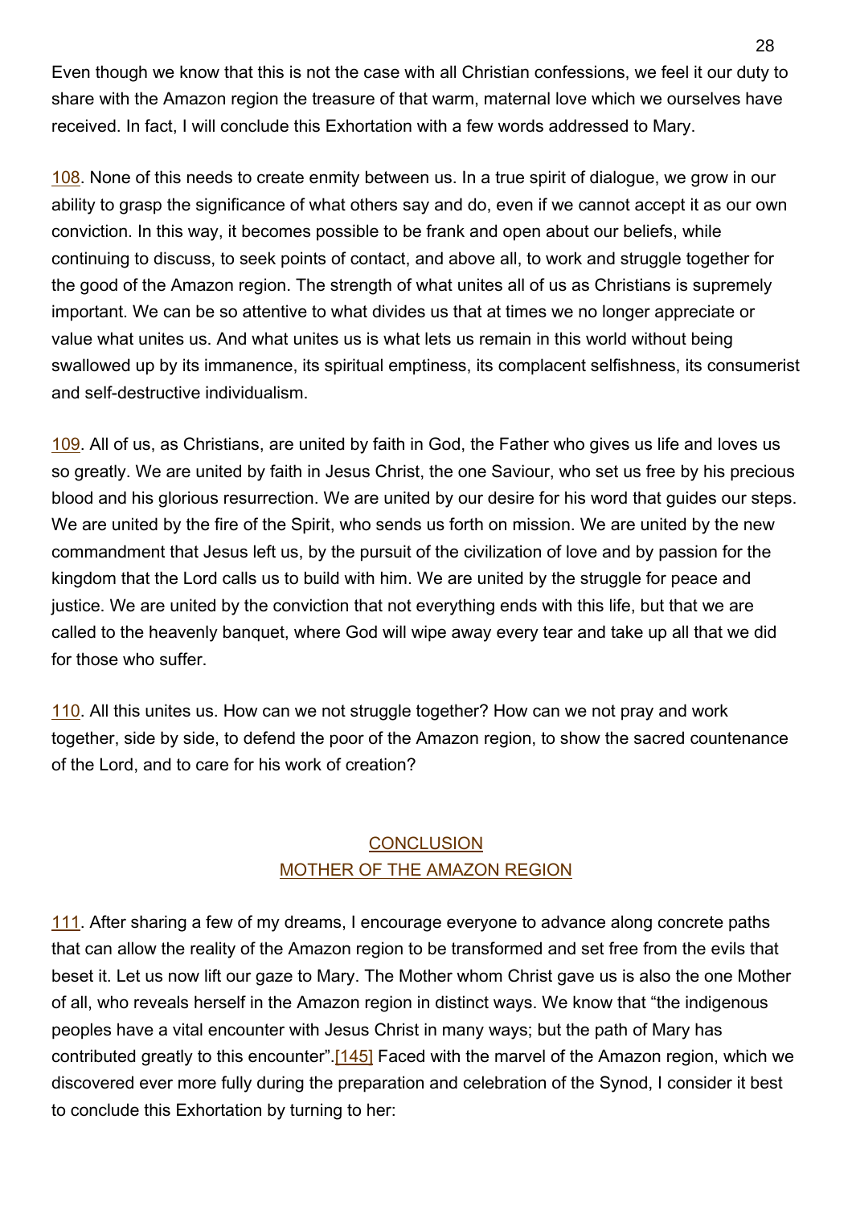Even though we know that this is not the case with all Christian confessions, we feel it our duty to share with the Amazon region the treasure of that warm, maternal love which we ourselves have received. In fact, I will conclude this Exhortation with a few words addressed to Mary.

108. None of this needs to create enmity between us. In a true spirit of dialogue, we grow in our ability to grasp the significance of what others say and do, even if we cannot accept it as our own conviction. In this way, it becomes possible to be frank and open about our beliefs, while continuing to discuss, to seek points of contact, and above all, to work and struggle together for the good of the Amazon region. The strength of what unites all of us as Christians is supremely important. We can be so attentive to what divides us that at times we no longer appreciate or value what unites us. And what unites us is what lets us remain in this world without being swallowed up by its immanence, its spiritual emptiness, its complacent selfishness, its consumerist and self-destructive individualism.

109. All of us, as Christians, are united by faith in God, the Father who gives us life and loves us so greatly. We are united by faith in Jesus Christ, the one Saviour, who set us free by his precious blood and his glorious resurrection. We are united by our desire for his word that guides our steps. We are united by the fire of the Spirit, who sends us forth on mission. We are united by the new commandment that Jesus left us, by the pursuit of the civilization of love and by passion for the kingdom that the Lord calls us to build with him. We are united by the struggle for peace and justice. We are united by the conviction that not everything ends with this life, but that we are called to the heavenly banquet, where God will wipe away every tear and take up all that we did for those who suffer.

110. All this unites us. How can we not struggle together? How can we not pray and work together, side by side, to defend the poor of the Amazon region, to show the sacred countenance of the Lord, and to care for his work of creation?

## CONCLUSION
## MOTHER OF THE AMAZON REGION

111. After sharing a few of my dreams, I encourage everyone to advance along concrete paths that can allow the reality of the Amazon region to be transformed and set free from the evils that beset it. Let us now lift our gaze to Mary. The Mother whom Christ gave us is also the one Mother of all, who reveals herself in the Amazon region in distinct ways. We know that "the indigenous peoples have a vital encounter with Jesus Christ in many ways; but the path of Mary has contributed greatly to this encounter".[145] Faced with the marvel of the Amazon region, which we discovered ever more fully during the preparation and celebration of the Synod, I consider it best to conclude this Exhortation by turning to her: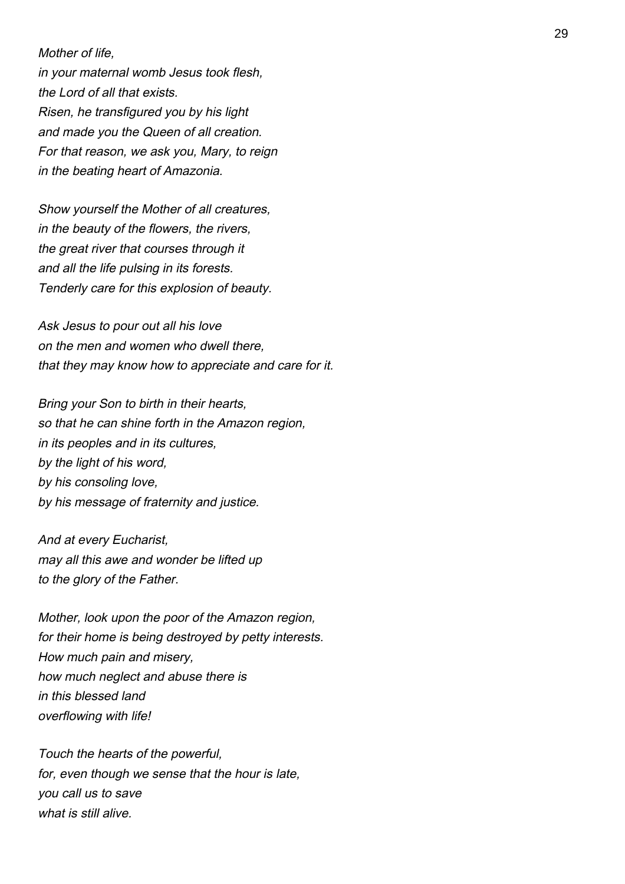*Mother of life,*
*in your maternal womb Jesus took flesh,*
*the Lord of all that exists.*
*Risen, he transfigured you by his light*
*and made you the Queen of all creation.*
*For that reason, we ask you, Mary, to reign*
*in the beating heart of Amazonia.*

*Show yourself the Mother of all creatures,*
*in the beauty of the flowers, the rivers,*
*the great river that courses through it*
*and all the life pulsing in its forests.*
*Tenderly care for this explosion of beauty.*

*Ask Jesus to pour out all his love*
*on the men and women who dwell there,*
*that they may know how to appreciate and care for it.*

*Bring your Son to birth in their hearts,*
*so that he can shine forth in the Amazon region,*
*in its peoples and in its cultures,*
*by the light of his word,*
*by his consoling love,*
*by his message of fraternity and justice.*

*And at every Eucharist,*
*may all this awe and wonder be lifted up*
*to the glory of the Father.*

*Mother, look upon the poor of the Amazon region,*
*for their home is being destroyed by petty interests.*
*How much pain and misery,*
*how much neglect and abuse there is*
*in this blessed land*
*overflowing with life!*

*Touch the hearts of the powerful,*
*for, even though we sense that the hour is late,*
*you call us to save*
*what is still alive.*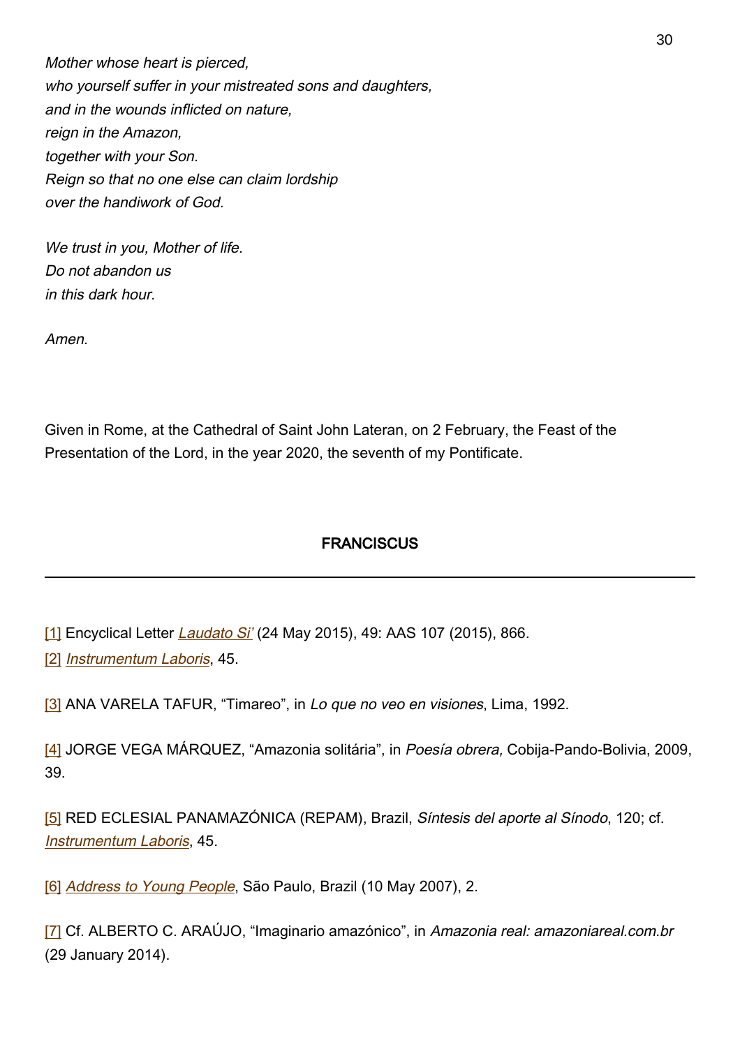*Mother whose heart is pierced,*
*who yourself suffer in your mistreated sons and daughters,*
*and in the wounds inflicted on nature,*
*reign in the Amazon,*
*together with your Son.*
*Reign so that no one else can claim lordship*
*over the handiwork of God.*

*We trust in you, Mother of life.*
*Do not abandon us*
*in this dark hour.*

*Amen.*

Given in Rome, at the Cathedral of Saint John Lateran, on 2 February, the Feast of the Presentation of the Lord, in the year 2020, the seventh of my Pontificate.

**FRANCISCUS**

---

[1] Encyclical Letter *Laudato Si'* (24 May 2015), 49: AAS 107 (2015), 866.

[2] *Instrumentum Laboris*, 45.

[3] ANA VARELA TAFUR, "Timareo", in *Lo que no veo en visiones*, Lima, 1992.

[4] JORGE VEGA MÁRQUEZ, "Amazonia solitária", in *Poesía obrera,* Cobija-Pando-Bolivia, 2009, 39.

[5] RED ECLESIAL PANAMAZÓNICA (REPAM), Brazil, *Síntesis del aporte al Sínodo*, 120; cf. *Instrumentum Laboris*, 45.

[6] *Address to Young People*, São Paulo, Brazil (10 May 2007), 2.

[7] Cf. ALBERTO C. ARAÚJO, "Imaginario amazónico", in *Amazonia real: amazoniareal.com.br* (29 January 2014).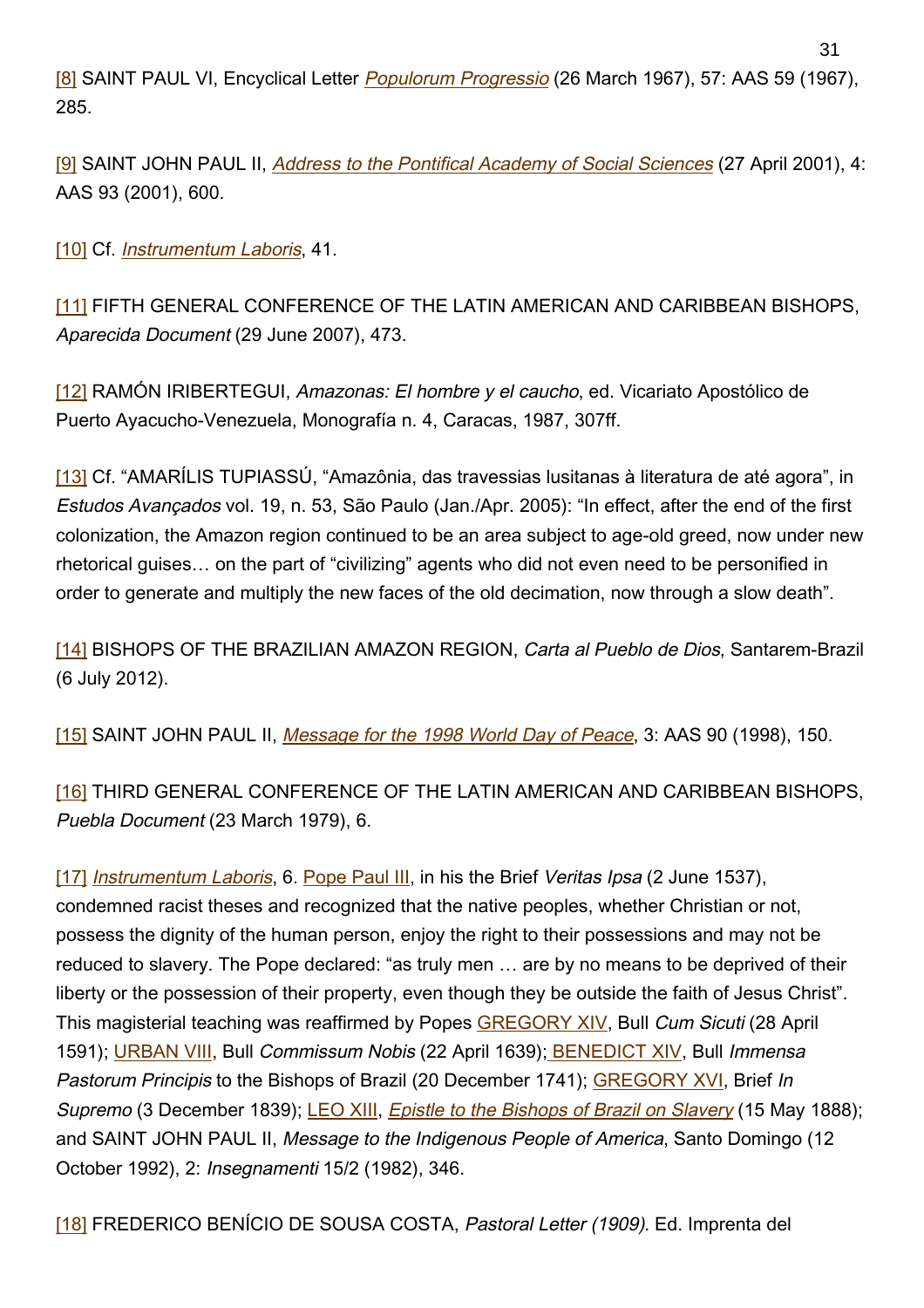[8] SAINT PAUL VI, Encyclical Letter *Populorum Progressio* (26 March 1967), 57: AAS 59 (1967), 285.

[9] SAINT JOHN PAUL II, *Address to the Pontifical Academy of Social Sciences* (27 April 2001), 4: AAS 93 (2001), 600.

[10] Cf. *Instrumentum Laboris*, 41.

[11] FIFTH GENERAL CONFERENCE OF THE LATIN AMERICAN AND CARIBBEAN BISHOPS, *Aparecida Document* (29 June 2007), 473.

[12] RAMÓN IRIBERTEGUI, *Amazonas: El hombre y el caucho*, ed. Vicariato Apostólico de Puerto Ayacucho-Venezuela, Monografía n. 4, Caracas, 1987, 307ff.

[13] Cf. "AMARÍLIS TUPIASSÚ, "Amazônia, das travessias lusitanas à literatura de até agora", in *Estudos Avançados* vol. 19, n. 53, São Paulo (Jan./Apr. 2005): "In effect, after the end of the first colonization, the Amazon region continued to be an area subject to age-old greed, now under new rhetorical guises… on the part of "civilizing" agents who did not even need to be personified in order to generate and multiply the new faces of the old decimation, now through a slow death".

[14] BISHOPS OF THE BRAZILIAN AMAZON REGION, *Carta al Pueblo de Dios*, Santarem-Brazil (6 July 2012).

[15] SAINT JOHN PAUL II, *Message for the 1998 World Day of Peace*, 3: AAS 90 (1998), 150.

[16] THIRD GENERAL CONFERENCE OF THE LATIN AMERICAN AND CARIBBEAN BISHOPS, *Puebla Document* (23 March 1979), 6.

[17] *Instrumentum Laboris*, 6. Pope Paul III, in his the Brief *Veritas Ipsa* (2 June 1537), condemned racist theses and recognized that the native peoples, whether Christian or not, possess the dignity of the human person, enjoy the right to their possessions and may not be reduced to slavery. The Pope declared: "as truly men … are by no means to be deprived of their liberty or the possession of their property, even though they be outside the faith of Jesus Christ". This magisterial teaching was reaffirmed by Popes GREGORY XIV, Bull *Cum Sicuti* (28 April 1591); URBAN VIII, Bull *Commissum Nobis* (22 April 1639); BENEDICT XIV, Bull *Immensa Pastorum Principis* to the Bishops of Brazil (20 December 1741); GREGORY XVI, Brief *In Supremo* (3 December 1839); LEO XIII, *Epistle to the Bishops of Brazil on Slavery* (15 May 1888); and SAINT JOHN PAUL II, *Message to the Indigenous People of America*, Santo Domingo (12 October 1992), 2: *Insegnamenti* 15/2 (1982), 346.

[18] FREDERICO BENÍCIO DE SOUSA COSTA, *Pastoral Letter (1909).* Ed. Imprenta del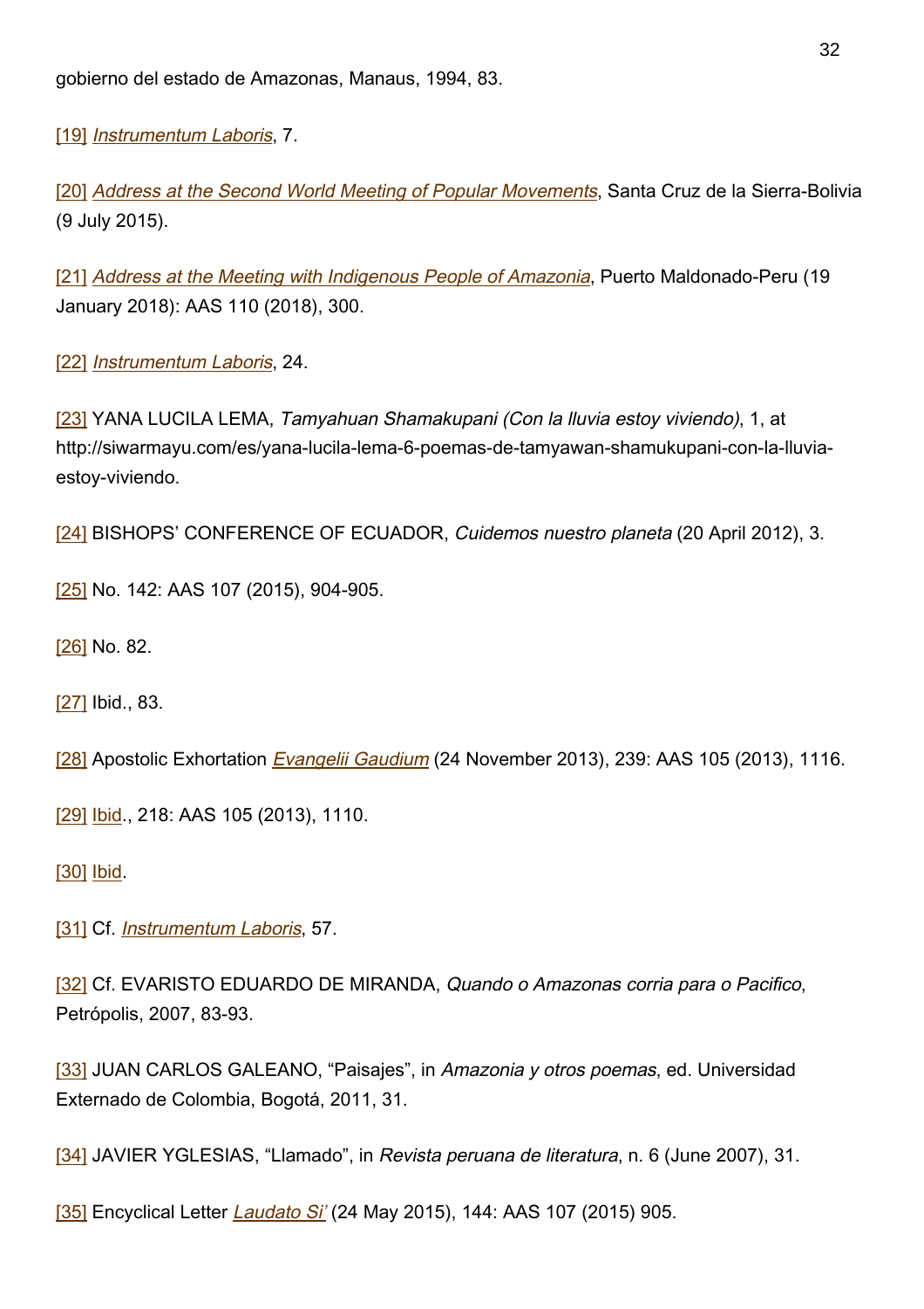gobierno del estado de Amazonas, Manaus, 1994, 83.

[19] *Instrumentum Laboris*, 7.

[20] *Address at the Second World Meeting of Popular Movements*, Santa Cruz de la Sierra-Bolivia (9 July 2015).

[21] *Address at the Meeting with Indigenous People of Amazonia*, Puerto Maldonado-Peru (19 January 2018): AAS 110 (2018), 300.

[22] *Instrumentum Laboris*, 24.

[23] YANA LUCILA LEMA, *Tamyahuan Shamakupani (Con la lluvia estoy viviendo)*, 1, at http://siwarmayu.com/es/yana-lucila-lema-6-poemas-de-tamyawan-shamukupani-con-la-lluvia-estoy-viviendo.

[24] BISHOPS' CONFERENCE OF ECUADOR, *Cuidemos nuestro planeta* (20 April 2012), 3.

[25] No. 142: AAS 107 (2015), 904-905.

[26] No. 82.

[27] Ibid., 83.

[28] Apostolic Exhortation *Evangelii Gaudium* (24 November 2013), 239: AAS 105 (2013), 1116.

[29] Ibid., 218: AAS 105 (2013), 1110.

[30] Ibid.

[31] Cf. *Instrumentum Laboris*, 57.

[32] Cf. EVARISTO EDUARDO DE MIRANDA, *Quando o Amazonas corria para o Pacifico*, Petrópolis, 2007, 83-93.

[33] JUAN CARLOS GALEANO, "Paisajes", in *Amazonia y otros poemas*, ed. Universidad Externado de Colombia, Bogotá, 2011, 31.

[34] JAVIER YGLESIAS, "Llamado", in *Revista peruana de literatura*, n. 6 (June 2007), 31.

[35] Encyclical Letter *Laudato Si'* (24 May 2015), 144: AAS 107 (2015) 905.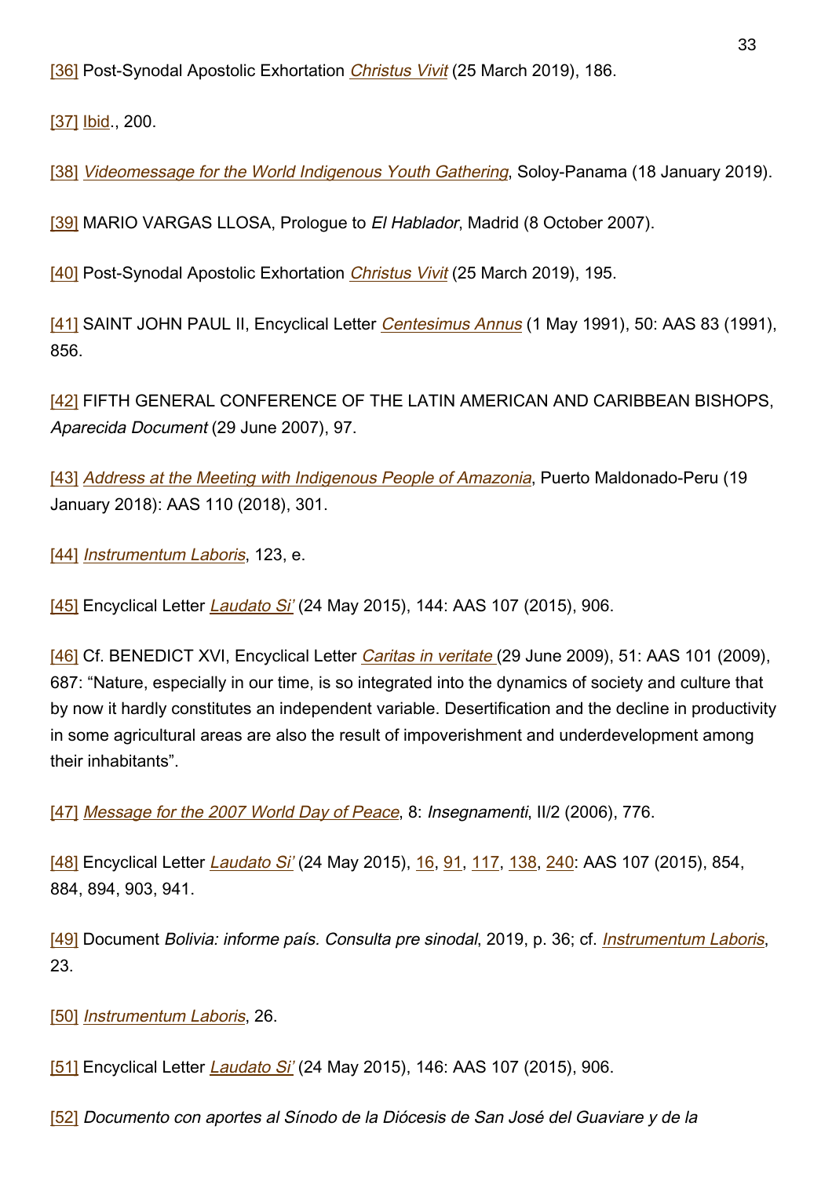[36] Post-Synodal Apostolic Exhortation *Christus Vivit* (25 March 2019), 186.

[37] Ibid., 200.

[38] *Videomessage for the World Indigenous Youth Gathering*, Soloy-Panama (18 January 2019).

[39] MARIO VARGAS LLOSA, Prologue to *El Hablador*, Madrid (8 October 2007).

[40] Post-Synodal Apostolic Exhortation *Christus Vivit* (25 March 2019), 195.

[41] SAINT JOHN PAUL II, Encyclical Letter *Centesimus Annus* (1 May 1991), 50: AAS 83 (1991), 856.

[42] FIFTH GENERAL CONFERENCE OF THE LATIN AMERICAN AND CARIBBEAN BISHOPS, *Aparecida Document* (29 June 2007), 97.

[43] *Address at the Meeting with Indigenous People of Amazonia*, Puerto Maldonado-Peru (19 January 2018): AAS 110 (2018), 301.

[44] *Instrumentum Laboris*, 123, e.

[45] Encyclical Letter *Laudato Si'* (24 May 2015), 144: AAS 107 (2015), 906.

[46] Cf. BENEDICT XVI, Encyclical Letter *Caritas in veritate* (29 June 2009), 51: AAS 101 (2009), 687: "Nature, especially in our time, is so integrated into the dynamics of society and culture that by now it hardly constitutes an independent variable. Desertification and the decline in productivity in some agricultural areas are also the result of impoverishment and underdevelopment among their inhabitants".

[47] *Message for the 2007 World Day of Peace*, 8: *Insegnamenti*, II/2 (2006), 776.

[48] Encyclical Letter *Laudato Si'* (24 May 2015), 16, 91, 117, 138, 240: AAS 107 (2015), 854, 884, 894, 903, 941.

[49] Document *Bolivia: informe país. Consulta pre sinodal*, 2019, p. 36; cf. *Instrumentum Laboris*, 23.

[50] *Instrumentum Laboris*, 26.

[51] Encyclical Letter *Laudato Si'* (24 May 2015), 146: AAS 107 (2015), 906.

[52] *Documento con aportes al Sínodo de la Diócesis de San José del Guaviare y de la*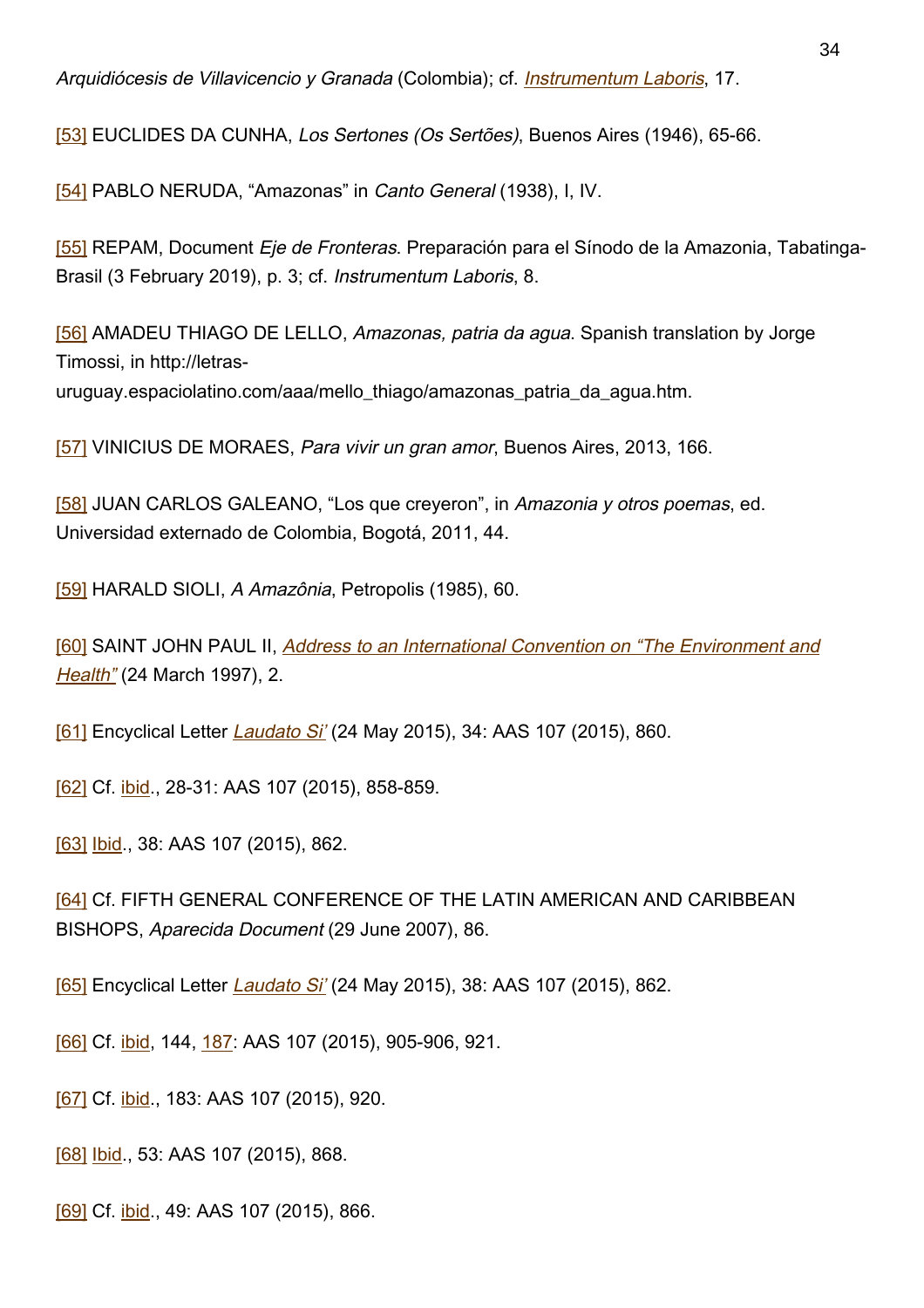*Arquidiócesis de Villavicencio y Granada* (Colombia); cf. *Instrumentum Laboris*, 17.

[53] EUCLIDES DA CUNHA, *Los Sertones (Os Sertões)*, Buenos Aires (1946), 65-66.

[54] PABLO NERUDA, “Amazonas” in *Canto General* (1938), I, IV.

[55] REPAM, Document *Eje de Fronteras*. Preparación para el Sínodo de la Amazonia, Tabatinga-Brasil (3 February 2019), p. 3; cf. *Instrumentum Laboris*, 8.

[56] AMADEU THIAGO DE LELLO, *Amazonas, patria da agua*. Spanish translation by Jorge Timossi, in http://letras-uruguay.espaciolatino.com/aaa/mello_thiago/amazonas_patria_da_agua.htm.

[57] VINICIUS DE MORAES, *Para vivir un gran amor*, Buenos Aires, 2013, 166.

[58] JUAN CARLOS GALEANO, “Los que creyeron”, in *Amazonia y otros poemas*, ed. Universidad externado de Colombia, Bogotá, 2011, 44.

[59] HARALD SIOLI, *A Amazônia*, Petropolis (1985), 60.

[60] SAINT JOHN PAUL II, *Address to an International Convention on “The Environment and Health”* (24 March 1997), 2.

[61] Encyclical Letter *Laudato Si’* (24 May 2015), 34: AAS 107 (2015), 860.

[62] Cf. ibid., 28-31: AAS 107 (2015), 858-859.

[63] Ibid., 38: AAS 107 (2015), 862.

[64] Cf. FIFTH GENERAL CONFERENCE OF THE LATIN AMERICAN AND CARIBBEAN BISHOPS, *Aparecida Document* (29 June 2007), 86.

[65] Encyclical Letter *Laudato Si’* (24 May 2015), 38: AAS 107 (2015), 862.

[66] Cf. ibid, 144, 187: AAS 107 (2015), 905-906, 921.

[67] Cf. ibid., 183: AAS 107 (2015), 920.

[68] Ibid., 53: AAS 107 (2015), 868.

[69] Cf. ibid., 49: AAS 107 (2015), 866.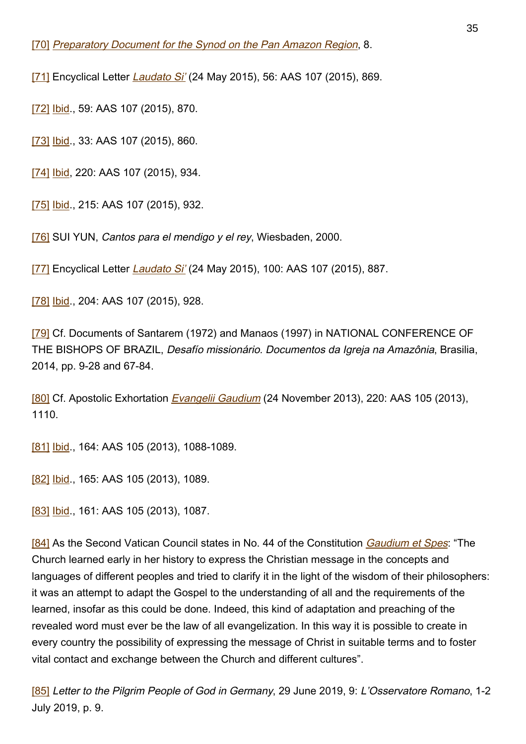[70] *Preparatory Document for the Synod on the Pan Amazon Region*, 8.

[71] Encyclical Letter *Laudato Si'* (24 May 2015), 56: AAS 107 (2015), 869.

[72] Ibid., 59: AAS 107 (2015), 870.

[73] Ibid., 33: AAS 107 (2015), 860.

[74] Ibid, 220: AAS 107 (2015), 934.

[75] Ibid., 215: AAS 107 (2015), 932.

[76] SUI YUN, *Cantos para el mendigo y el rey*, Wiesbaden, 2000.

[77] Encyclical Letter *Laudato Si'* (24 May 2015), 100: AAS 107 (2015), 887.

[78] Ibid., 204: AAS 107 (2015), 928.

[79] Cf. Documents of Santarem (1972) and Manaos (1997) in NATIONAL CONFERENCE OF THE BISHOPS OF BRAZIL, *Desafío missionário. Documentos da Igreja na Amazônia*, Brasilia, 2014, pp. 9-28 and 67-84.

[80] Cf. Apostolic Exhortation *Evangelii Gaudium* (24 November 2013), 220: AAS 105 (2013), 1110.

[81] Ibid., 164: AAS 105 (2013), 1088-1089.

[82] Ibid., 165: AAS 105 (2013), 1089.

[83] Ibid., 161: AAS 105 (2013), 1087.

[84] As the Second Vatican Council states in No. 44 of the Constitution *Gaudium et Spes*: "The Church learned early in her history to express the Christian message in the concepts and languages of different peoples and tried to clarify it in the light of the wisdom of their philosophers: it was an attempt to adapt the Gospel to the understanding of all and the requirements of the learned, insofar as this could be done. Indeed, this kind of adaptation and preaching of the revealed word must ever be the law of all evangelization. In this way it is possible to create in every country the possibility of expressing the message of Christ in suitable terms and to foster vital contact and exchange between the Church and different cultures".

[85] *Letter to the Pilgrim People of God in Germany*, 29 June 2019, 9: *L'Osservatore Romano*, 1-2 July 2019, p. 9.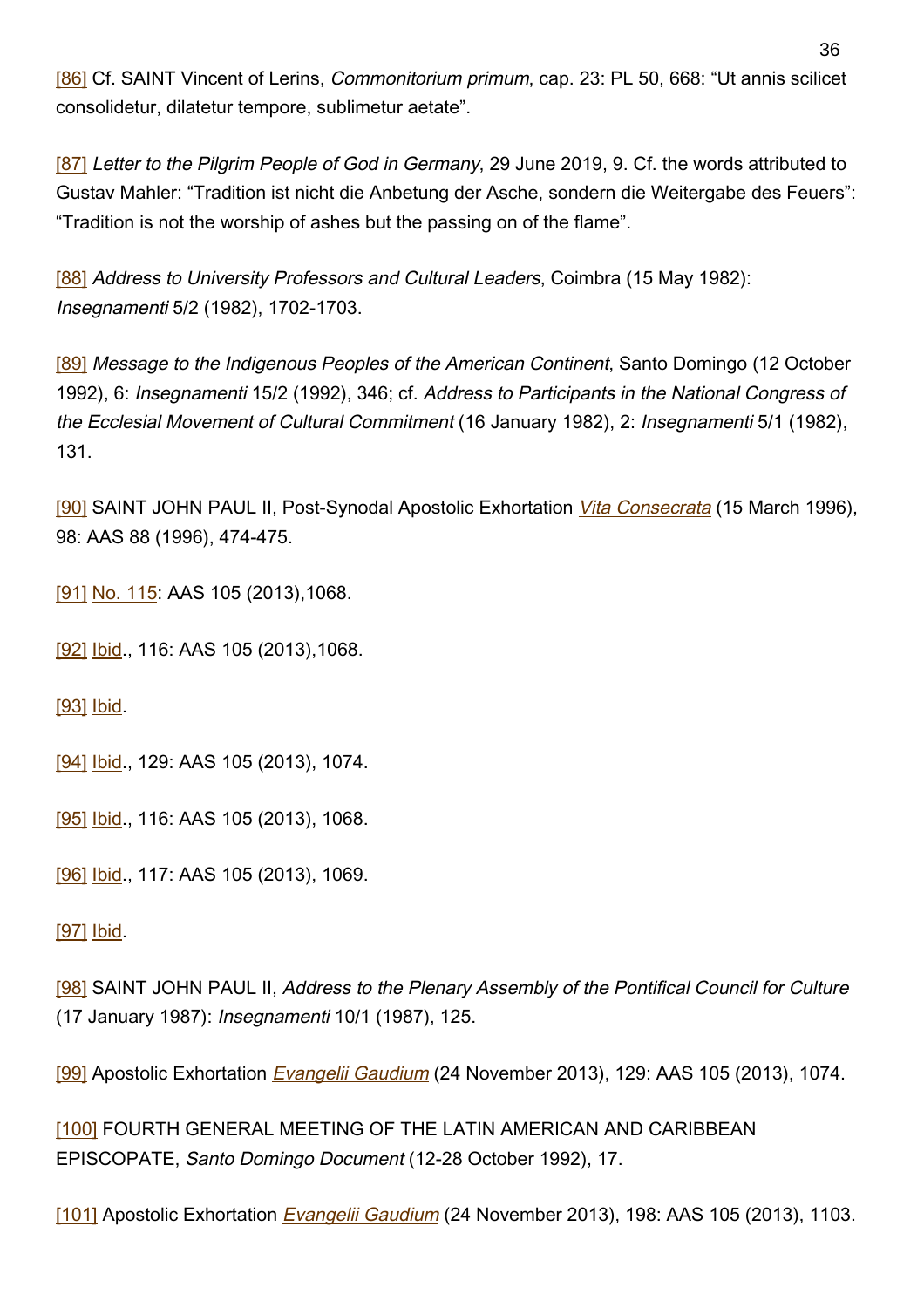[86] Cf. SAINT Vincent of Lerins, *Commonitorium primum*, cap. 23: PL 50, 668: "Ut annis scilicet consolidetur, dilatetur tempore, sublimetur aetate".

[87] *Letter to the Pilgrim People of God in Germany*, 29 June 2019, 9. Cf. the words attributed to Gustav Mahler: "Tradition ist nicht die Anbetung der Asche, sondern die Weitergabe des Feuers": "Tradition is not the worship of ashes but the passing on of the flame".

[88] *Address to University Professors and Cultural Leaders*, Coimbra (15 May 1982): *Insegnamenti* 5/2 (1982), 1702-1703.

[89] *Message to the Indigenous Peoples of the American Continent*, Santo Domingo (12 October 1992), 6: *Insegnamenti* 15/2 (1992), 346; cf. *Address to Participants in the National Congress of the Ecclesial Movement of Cultural Commitment* (16 January 1982), 2: *Insegnamenti* 5/1 (1982), 131.

[90] SAINT JOHN PAUL II, Post-Synodal Apostolic Exhortation *Vita Consecrata* (15 March 1996), 98: AAS 88 (1996), 474-475.

[91] No. 115: AAS 105 (2013),1068.

[92] Ibid., 116: AAS 105 (2013),1068.

[93] Ibid.

[94] Ibid., 129: AAS 105 (2013), 1074.

[95] Ibid., 116: AAS 105 (2013), 1068.

[96] Ibid., 117: AAS 105 (2013), 1069.

[97] Ibid.

[98] SAINT JOHN PAUL II, *Address to the Plenary Assembly of the Pontifical Council for Culture* (17 January 1987): *Insegnamenti* 10/1 (1987), 125.

[99] Apostolic Exhortation *Evangelii Gaudium* (24 November 2013), 129: AAS 105 (2013), 1074.

[100] FOURTH GENERAL MEETING OF THE LATIN AMERICAN AND CARIBBEAN EPISCOPATE, *Santo Domingo Document* (12-28 October 1992), 17.

[101] Apostolic Exhortation *Evangelii Gaudium* (24 November 2013), 198: AAS 105 (2013), 1103.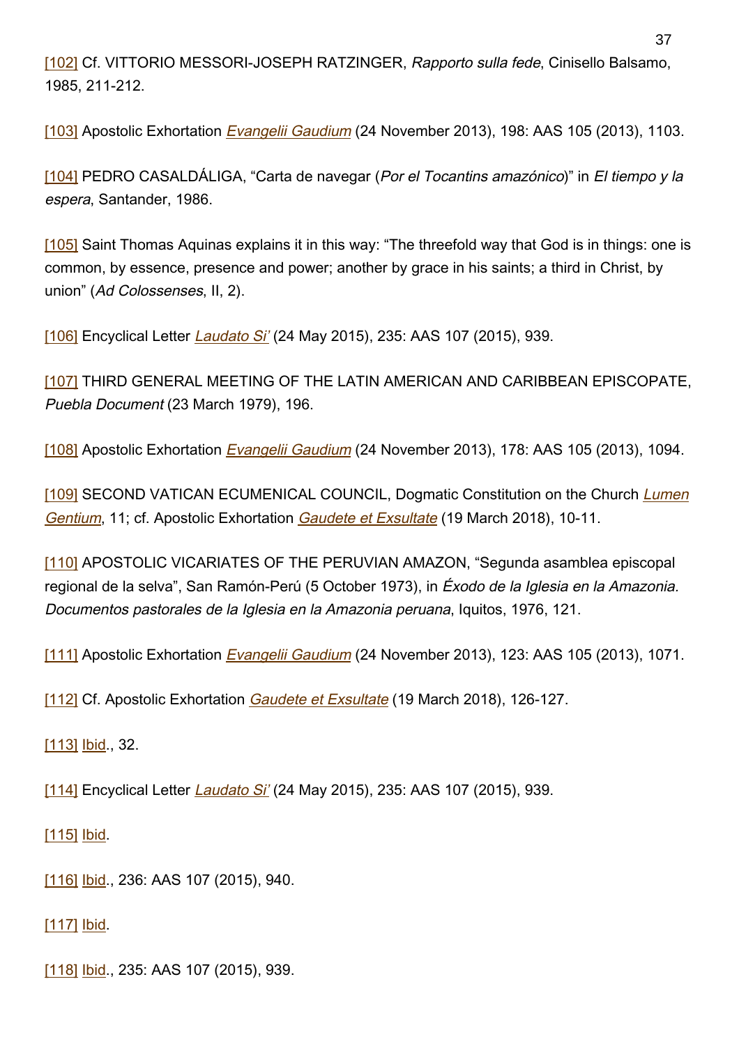[102] Cf. VITTORIO MESSORI-JOSEPH RATZINGER, *Rapporto sulla fede*, Cinisello Balsamo, 1985, 211-212.

[103] Apostolic Exhortation *Evangelii Gaudium* (24 November 2013), 198: AAS 105 (2013), 1103.

[104] PEDRO CASALDÁLIGA, "Carta de navegar (*Por el Tocantins amazónico*)" in *El tiempo y la espera*, Santander, 1986.

[105] Saint Thomas Aquinas explains it in this way: "The threefold way that God is in things: one is common, by essence, presence and power; another by grace in his saints; a third in Christ, by union" (*Ad Colossenses*, II, 2).

[106] Encyclical Letter *Laudato Si'* (24 May 2015), 235: AAS 107 (2015), 939.

[107] THIRD GENERAL MEETING OF THE LATIN AMERICAN AND CARIBBEAN EPISCOPATE, *Puebla Document* (23 March 1979), 196.

[108] Apostolic Exhortation *Evangelii Gaudium* (24 November 2013), 178: AAS 105 (2013), 1094.

[109] SECOND VATICAN ECUMENICAL COUNCIL, Dogmatic Constitution on the Church *Lumen Gentium*, 11; cf. Apostolic Exhortation *Gaudete et Exsultate* (19 March 2018), 10-11.

[110] APOSTOLIC VICARIATES OF THE PERUVIAN AMAZON, "Segunda asamblea episcopal regional de la selva", San Ramón-Perú (5 October 1973), in *Éxodo de la Iglesia en la Amazonia. Documentos pastorales de la Iglesia en la Amazonia peruana*, Iquitos, 1976, 121.

[111] Apostolic Exhortation *Evangelii Gaudium* (24 November 2013), 123: AAS 105 (2013), 1071.

[112] Cf. Apostolic Exhortation *Gaudete et Exsultate* (19 March 2018), 126-127.

[113] Ibid., 32.

[114] Encyclical Letter *Laudato Si'* (24 May 2015), 235: AAS 107 (2015), 939.

[115] Ibid.

[116] Ibid., 236: AAS 107 (2015), 940.

[117] Ibid.

[118] Ibid., 235: AAS 107 (2015), 939.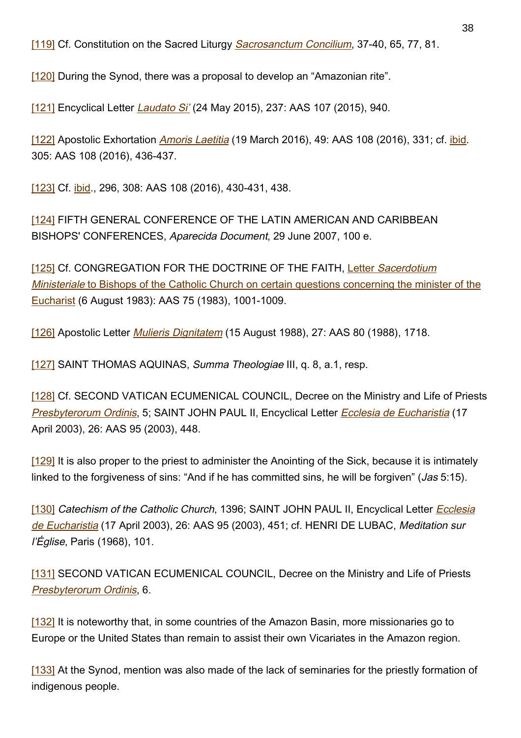[119] Cf. Constitution on the Sacred Liturgy *Sacrosanctum Concilium*, 37-40, 65, 77, 81.

[120] During the Synod, there was a proposal to develop an "Amazonian rite".

[121] Encyclical Letter *Laudato Si'* (24 May 2015), 237: AAS 107 (2015), 940.

[122] Apostolic Exhortation *Amoris Laetitia* (19 March 2016), 49: AAS 108 (2016), 331; cf. ibid. 305: AAS 108 (2016), 436-437.

[123] Cf. ibid., 296, 308: AAS 108 (2016), 430-431, 438.

[124] FIFTH GENERAL CONFERENCE OF THE LATIN AMERICAN AND CARIBBEAN BISHOPS' CONFERENCES, *Aparecida Document*, 29 June 2007, 100 e.

[125] Cf. CONGREGATION FOR THE DOCTRINE OF THE FAITH, Letter *Sacerdotium Ministeriale* to Bishops of the Catholic Church on certain questions concerning the minister of the Eucharist (6 August 1983): AAS 75 (1983), 1001-1009.

[126] Apostolic Letter *Mulieris Dignitatem* (15 August 1988), 27: AAS 80 (1988), 1718.

[127] SAINT THOMAS AQUINAS, *Summa Theologiae* III, q. 8, a.1, resp.

[128] Cf. SECOND VATICAN ECUMENICAL COUNCIL, Decree on the Ministry and Life of Priests *Presbyterorum Ordinis*, 5; SAINT JOHN PAUL II, Encyclical Letter *Ecclesia de Eucharistia* (17 April 2003), 26: AAS 95 (2003), 448.

[129] It is also proper to the priest to administer the Anointing of the Sick, because it is intimately linked to the forgiveness of sins: "And if he has committed sins, he will be forgiven" (*Jas* 5:15).

[130] *Catechism of the Catholic Church*, 1396; SAINT JOHN PAUL II, Encyclical Letter *Ecclesia de Eucharistia* (17 April 2003), 26: AAS 95 (2003), 451; cf. HENRI DE LUBAC, *Meditation sur l'Église*, Paris (1968), 101.

[131] SECOND VATICAN ECUMENICAL COUNCIL, Decree on the Ministry and Life of Priests *Presbyterorum Ordinis*, 6.

[132] It is noteworthy that, in some countries of the Amazon Basin, more missionaries go to Europe or the United States than remain to assist their own Vicariates in the Amazon region.

[133] At the Synod, mention was also made of the lack of seminaries for the priestly formation of indigenous people.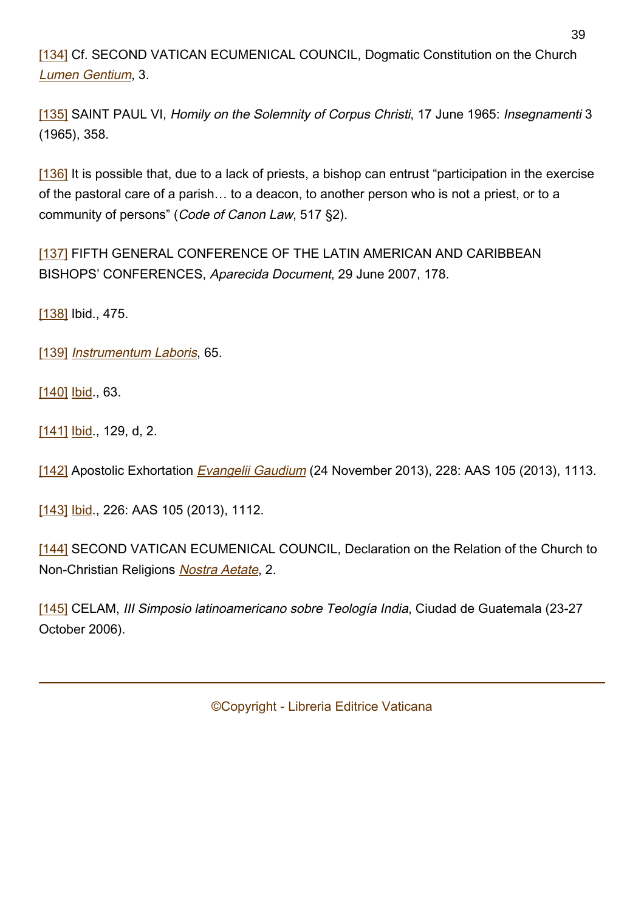[134] Cf. SECOND VATICAN ECUMENICAL COUNCIL, Dogmatic Constitution on the Church *Lumen Gentium*, 3.

[135] SAINT PAUL VI, *Homily on the Solemnity of Corpus Christi*, 17 June 1965: *Insegnamenti* 3 (1965), 358.

[136] It is possible that, due to a lack of priests, a bishop can entrust "participation in the exercise of the pastoral care of a parish… to a deacon, to another person who is not a priest, or to a community of persons" (*Code of Canon Law*, 517 §2).

[137] FIFTH GENERAL CONFERENCE OF THE LATIN AMERICAN AND CARIBBEAN BISHOPS' CONFERENCES, *Aparecida Document*, 29 June 2007, 178.

[138] Ibid., 475.

[139] *Instrumentum Laboris*, 65.

[140] Ibid., 63.

[141] Ibid., 129, d, 2.

[142] Apostolic Exhortation *Evangelii Gaudium* (24 November 2013), 228: AAS 105 (2013), 1113.

[143] Ibid., 226: AAS 105 (2013), 1112.

[144] SECOND VATICAN ECUMENICAL COUNCIL, Declaration on the Relation of the Church to Non-Christian Religions *Nostra Aetate*, 2.

[145] CELAM, *III Simposio latinoamericano sobre Teología India*, Ciudad de Guatemala (23-27 October 2006).

---

©Copyright - Libreria Editrice Vaticana